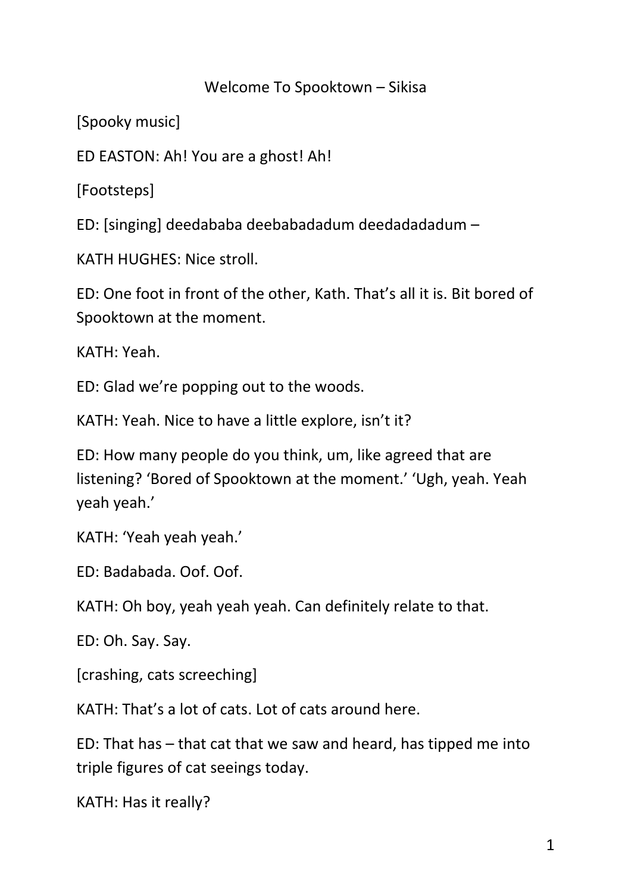Welcome To Spooktown – Sikisa

[Spooky music]

ED EASTON: Ah! You are a ghost! Ah!

[Footsteps]

ED: [singing] deedababa deebabadadum deedadadadum –

KATH HUGHES: Nice stroll.

ED: One foot in front of the other, Kath. That's all it is. Bit bored of Spooktown at the moment.

KATH: Yeah.

ED: Glad we're popping out to the woods.

KATH: Yeah. Nice to have a little explore, isn't it?

ED: How many people do you think, um, like agreed that are listening? 'Bored of Spooktown at the moment.' 'Ugh, yeah. Yeah yeah yeah.'

KATH: 'Yeah yeah yeah.'

ED: Badabada. Oof. Oof.

KATH: Oh boy, yeah yeah yeah. Can definitely relate to that.

ED: Oh. Say. Say.

[crashing, cats screeching]

KATH: That's a lot of cats. Lot of cats around here.

ED: That has – that cat that we saw and heard, has tipped me into triple figures of cat seeings today.

KATH: Has it really?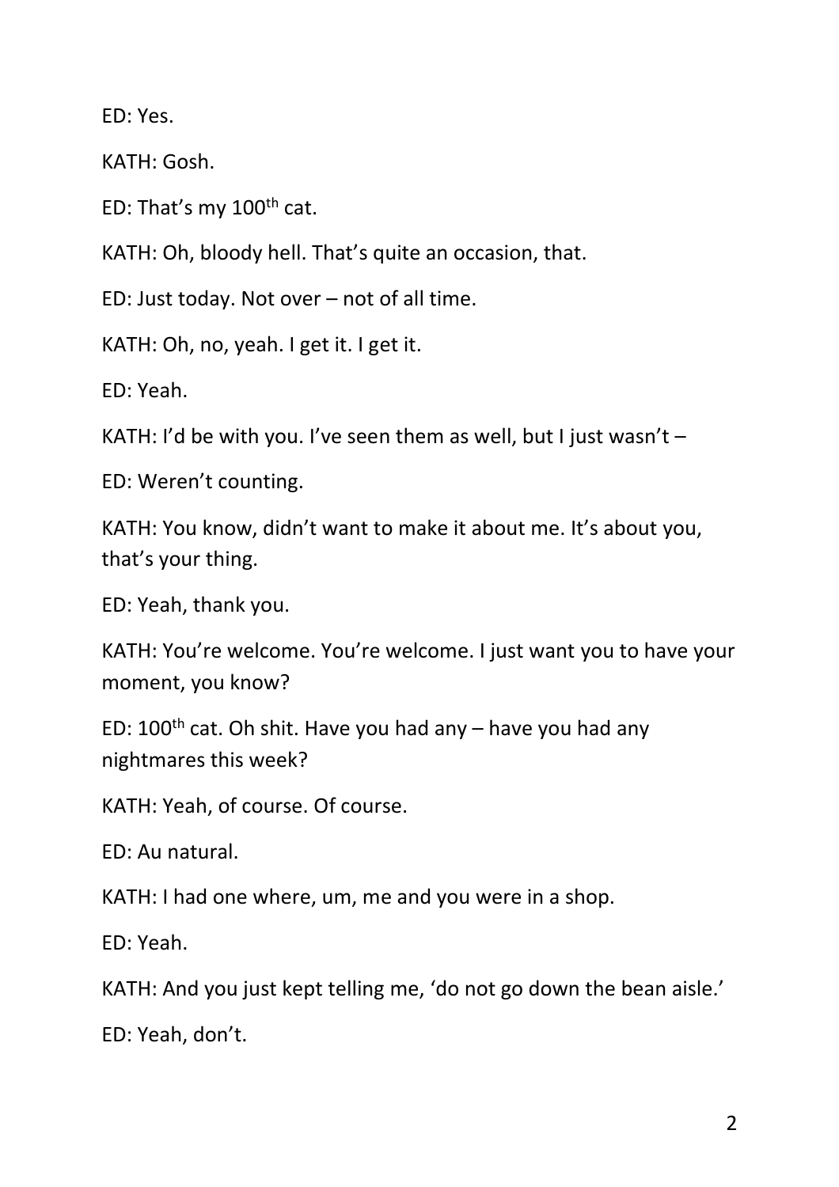ED: Yes.

KATH: Gosh.

ED: That's my 100th cat.

KATH: Oh, bloody hell. That's quite an occasion, that.

ED: Just today. Not over – not of all time.

KATH: Oh, no, yeah. I get it. I get it.

ED: Yeah.

KATH: I'd be with you. I've seen them as well, but I just wasn't –

ED: Weren't counting.

KATH: You know, didn't want to make it about me. It's about you, that's your thing.

ED: Yeah, thank you.

KATH: You're welcome. You're welcome. I just want you to have your moment, you know?

ED: 100th cat. Oh shit. Have you had any – have you had any nightmares this week?

KATH: Yeah, of course. Of course.

ED: Au natural.

KATH: I had one where, um, me and you were in a shop.

ED: Yeah.

KATH: And you just kept telling me, 'do not go down the bean aisle.'

ED: Yeah, don't.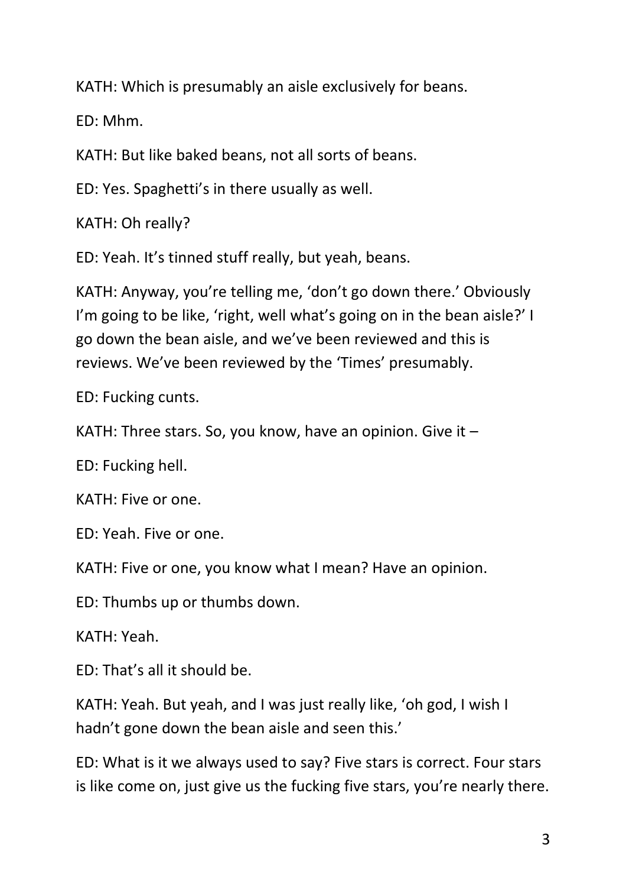KATH: Which is presumably an aisle exclusively for beans.

ED: Mhm.

KATH: But like baked beans, not all sorts of beans.

ED: Yes. Spaghetti's in there usually as well.

KATH: Oh really?

ED: Yeah. It's tinned stuff really, but yeah, beans.

KATH: Anyway, you're telling me, 'don't go down there.' Obviously I'm going to be like, 'right, well what's going on in the bean aisle?' I go down the bean aisle, and we've been reviewed and this is reviews. We've been reviewed by the 'Times' presumably.

ED: Fucking cunts.

KATH: Three stars. So, you know, have an opinion. Give it –

ED: Fucking hell.

KATH: Five or one.

ED: Yeah. Five or one.

KATH: Five or one, you know what I mean? Have an opinion.

ED: Thumbs up or thumbs down.

KATH: Yeah.

ED: That's all it should be.

KATH: Yeah. But yeah, and I was just really like, 'oh god, I wish I hadn't gone down the bean aisle and seen this.'

ED: What is it we always used to say? Five stars is correct. Four stars is like come on, just give us the fucking five stars, you're nearly there.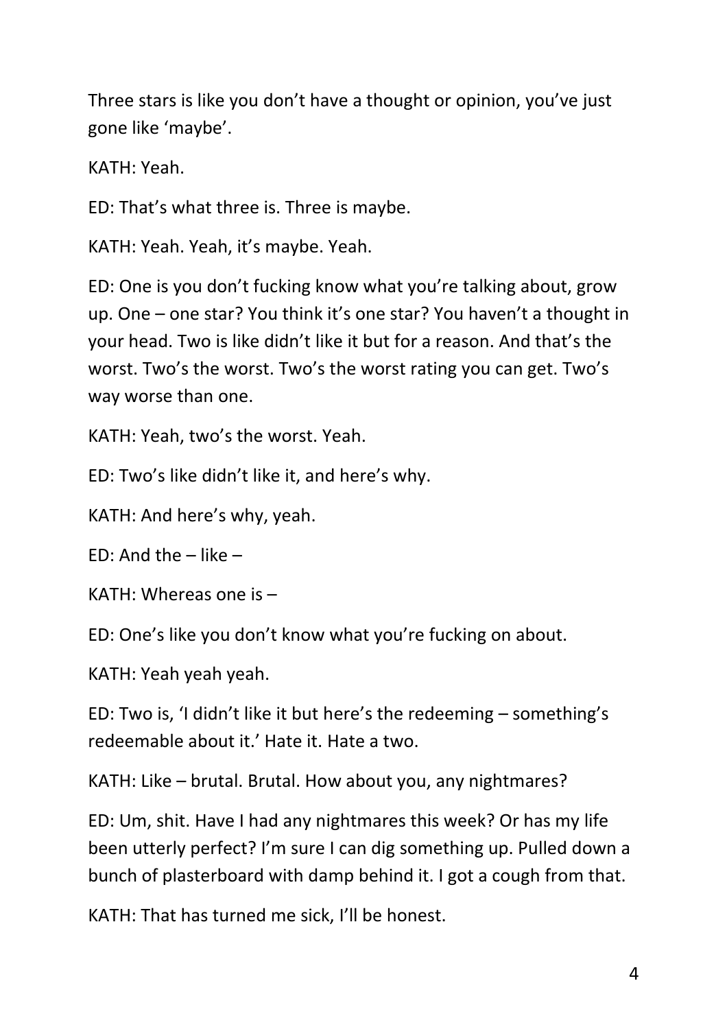Three stars is like you don't have a thought or opinion, you've just gone like 'maybe'.

KATH: Yeah.

ED: That's what three is. Three is maybe.

KATH: Yeah. Yeah, it's maybe. Yeah.

ED: One is you don't fucking know what you're talking about, grow up. One – one star? You think it's one star? You haven't a thought in your head. Two is like didn't like it but for a reason. And that's the worst. Two's the worst. Two's the worst rating you can get. Two's way worse than one.

KATH: Yeah, two's the worst. Yeah.

ED: Two's like didn't like it, and here's why.

KATH: And here's why, yeah.

ED: And the – like –

KATH: Whereas one is –

ED: One's like you don't know what you're fucking on about.

KATH: Yeah yeah yeah.

ED: Two is, 'I didn't like it but here's the redeeming – something's redeemable about it.' Hate it. Hate a two.

KATH: Like – brutal. Brutal. How about you, any nightmares?

ED: Um, shit. Have I had any nightmares this week? Or has my life been utterly perfect? I'm sure I can dig something up. Pulled down a bunch of plasterboard with damp behind it. I got a cough from that.

KATH: That has turned me sick, I'll be honest.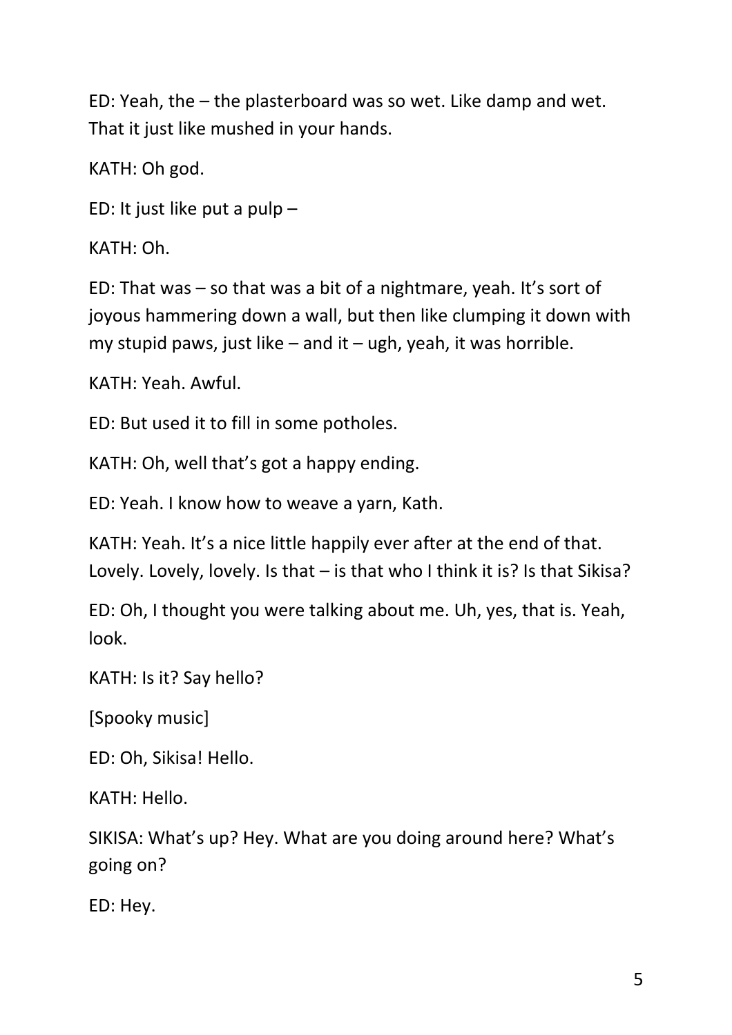ED: Yeah, the – the plasterboard was so wet. Like damp and wet. That it just like mushed in your hands.

KATH: Oh god.

ED: It just like put a pulp –

KATH: Oh.

ED: That was – so that was a bit of a nightmare, yeah. It's sort of joyous hammering down a wall, but then like clumping it down with my stupid paws, just like – and it – ugh, yeah, it was horrible.

KATH: Yeah. Awful.

ED: But used it to fill in some potholes.

KATH: Oh, well that's got a happy ending.

ED: Yeah. I know how to weave a yarn, Kath.

KATH: Yeah. It's a nice little happily ever after at the end of that. Lovely. Lovely, lovely. Is that – is that who I think it is? Is that Sikisa?

ED: Oh, I thought you were talking about me. Uh, yes, that is. Yeah, look.

KATH: Is it? Say hello?

[Spooky music]

ED: Oh, Sikisa! Hello.

KATH: Hello.

SIKISA: What's up? Hey. What are you doing around here? What's going on?

ED: Hey.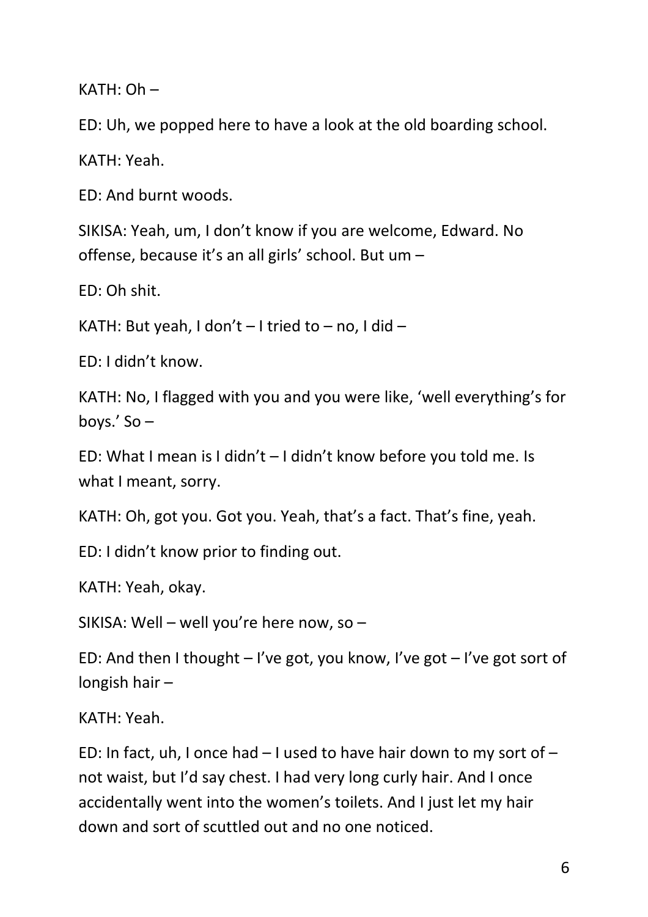KATH: Oh –

ED: Uh, we popped here to have a look at the old boarding school.

KATH: Yeah.

ED: And burnt woods.

SIKISA: Yeah, um, I don't know if you are welcome, Edward. No offense, because it's an all girls' school. But um –

ED: Oh shit.

KATH: But yeah, I don't – I tried to – no, I did –

ED: I didn't know.

KATH: No, I flagged with you and you were like, 'well everything's for boys.' So –

ED: What I mean is I didn't – I didn't know before you told me. Is what I meant, sorry.

KATH: Oh, got you. Got you. Yeah, that's a fact. That's fine, yeah.

ED: I didn't know prior to finding out.

KATH: Yeah, okay.

SIKISA: Well – well you're here now, so –

ED: And then I thought – I've got, you know, I've got – I've got sort of longish hair –

KATH: Yeah.

ED: In fact, uh, I once had – I used to have hair down to my sort of – not waist, but I'd say chest. I had very long curly hair. And I once accidentally went into the women's toilets. And I just let my hair down and sort of scuttled out and no one noticed.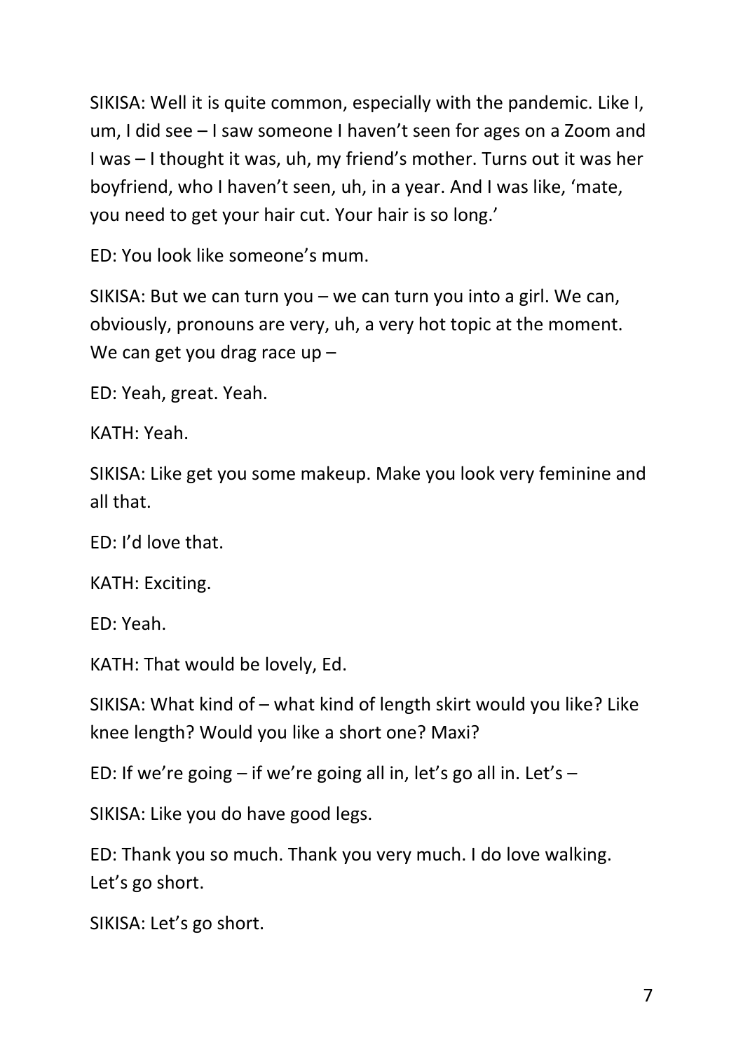SIKISA: Well it is quite common, especially with the pandemic. Like I, um, I did see – I saw someone I haven't seen for ages on a Zoom and I was – I thought it was, uh, my friend's mother. Turns out it was her boyfriend, who I haven't seen, uh, in a year. And I was like, 'mate, you need to get your hair cut. Your hair is so long.'

ED: You look like someone's mum.

SIKISA: But we can turn you – we can turn you into a girl. We can, obviously, pronouns are very, uh, a very hot topic at the moment. We can get you drag race up –

ED: Yeah, great. Yeah.

KATH: Yeah.

SIKISA: Like get you some makeup. Make you look very feminine and all that.

ED: I'd love that.

KATH: Exciting.

ED: Yeah.

KATH: That would be lovely, Ed.

SIKISA: What kind of – what kind of length skirt would you like? Like knee length? Would you like a short one? Maxi?

ED: If we're going – if we're going all in, let's go all in. Let's –

SIKISA: Like you do have good legs.

ED: Thank you so much. Thank you very much. I do love walking. Let's go short.

SIKISA: Let's go short.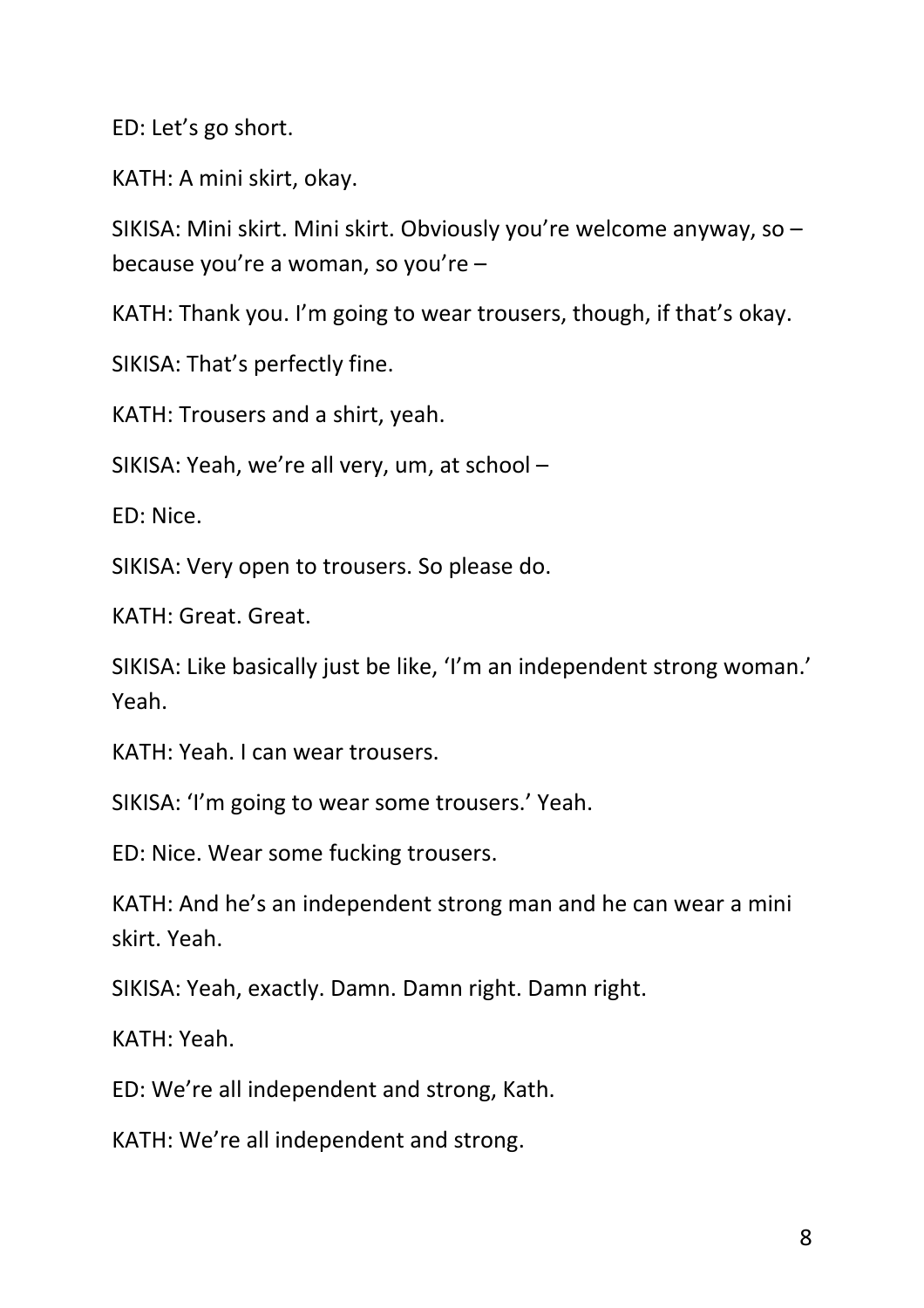ED: Let’s go short.

KATH: A mini skirt, okay.

SIKISA: Mini skirt. Mini skirt. Obviously you’re welcome anyway, so – because you’re a woman, so you’re –

KATH: Thank you. I’m going to wear trousers, though, if that’s okay.

SIKISA: That’s perfectly fine.

KATH: Trousers and a shirt, yeah.

SIKISA: Yeah, we’re all very, um, at school –

ED: Nice.

SIKISA: Very open to trousers. So please do.

KATH: Great. Great.

SIKISA: Like basically just be like, ‘I’m an independent strong woman.’ Yeah.

KATH: Yeah. I can wear trousers.

SIKISA: ‘I’m going to wear some trousers.’ Yeah.

ED: Nice. Wear some fucking trousers.

KATH: And he’s an independent strong man and he can wear a mini skirt. Yeah.

SIKISA: Yeah, exactly. Damn. Damn right. Damn right.

KATH: Yeah.

ED: We’re all independent and strong, Kath.

KATH: We’re all independent and strong.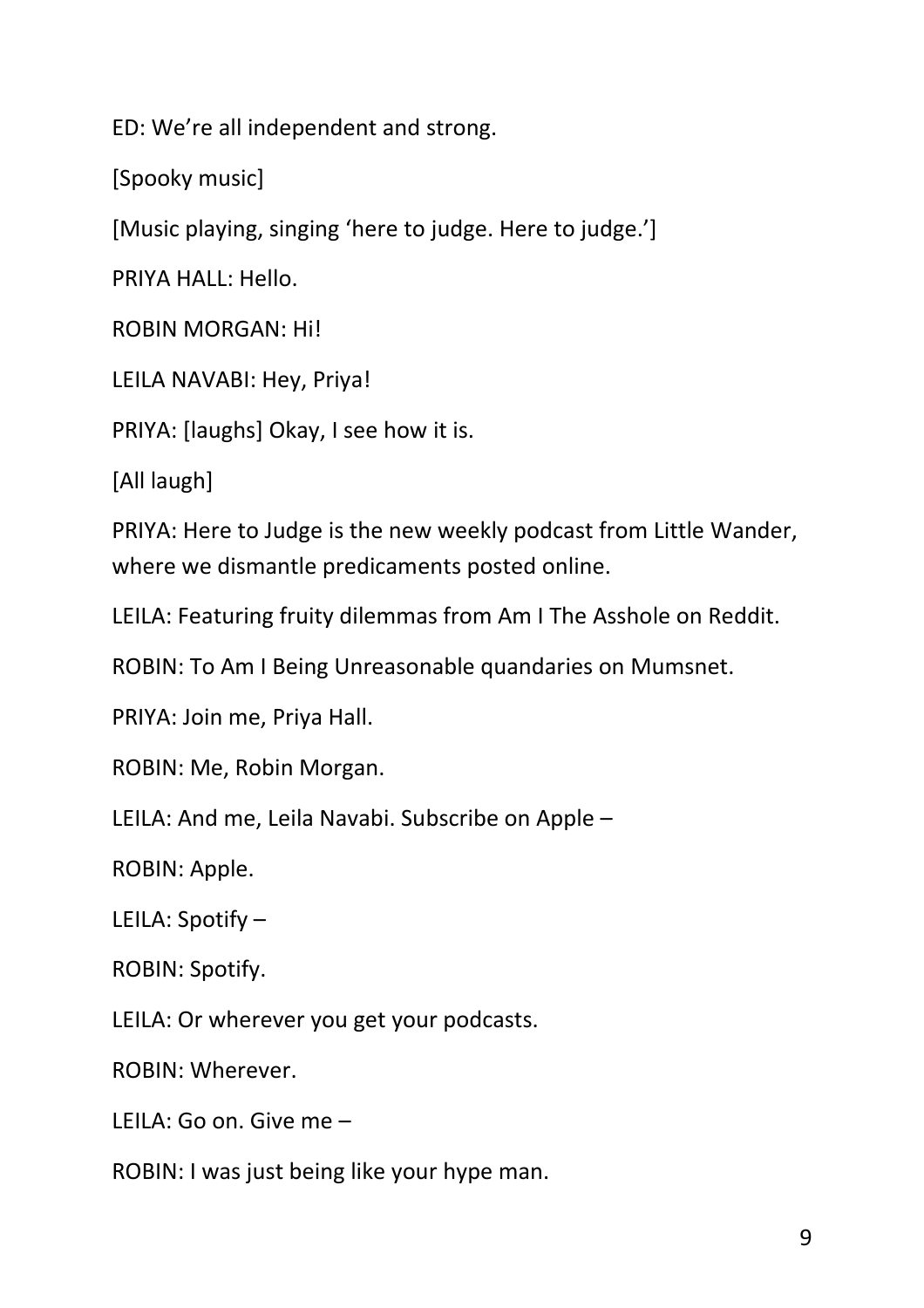ED: We're all independent and strong.

[Spooky music]

[Music playing, singing 'here to judge. Here to judge.']

PRIYA HALL: Hello.

ROBIN MORGAN: Hi!

LEILA NAVABI: Hey, Priya!

PRIYA: [laughs] Okay, I see how it is.

[All laugh]

PRIYA: Here to Judge is the new weekly podcast from Little Wander, where we dismantle predicaments posted online.

LEILA: Featuring fruity dilemmas from Am I The Asshole on Reddit.

ROBIN: To Am I Being Unreasonable quandaries on Mumsnet.

PRIYA: Join me, Priya Hall.

ROBIN: Me, Robin Morgan.

LEILA: And me, Leila Navabi. Subscribe on Apple –

ROBIN: Apple.

LEILA: Spotify –

ROBIN: Spotify.

LEILA: Or wherever you get your podcasts.

ROBIN: Wherever.

LEILA: Go on. Give me –

ROBIN: I was just being like your hype man.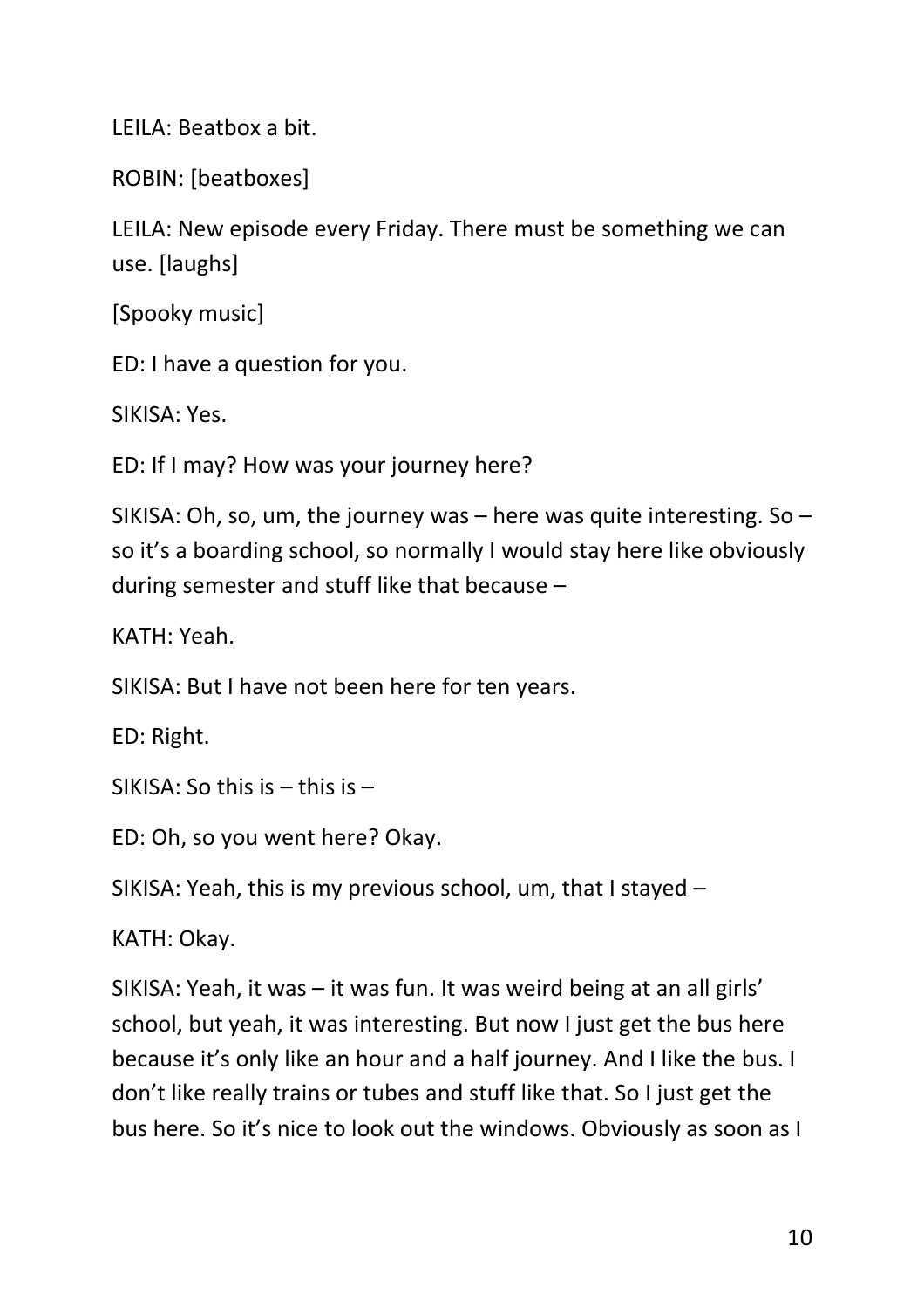LEILA: Beatbox a bit.

ROBIN: [beatboxes]

LEILA: New episode every Friday. There must be something we can use. [laughs]

[Spooky music]

ED: I have a question for you.

SIKISA: Yes.

ED: If I may? How was your journey here?

SIKISA: Oh, so, um, the journey was – here was quite interesting. So – so it's a boarding school, so normally I would stay here like obviously during semester and stuff like that because –

KATH: Yeah.

SIKISA: But I have not been here for ten years.

ED: Right.

SIKISA: So this is – this is –

ED: Oh, so you went here? Okay.

SIKISA: Yeah, this is my previous school, um, that I stayed –

KATH: Okay.

SIKISA: Yeah, it was – it was fun. It was weird being at an all girls' school, but yeah, it was interesting. But now I just get the bus here because it's only like an hour and a half journey. And I like the bus. I don't like really trains or tubes and stuff like that. So I just get the bus here. So it's nice to look out the windows. Obviously as soon as I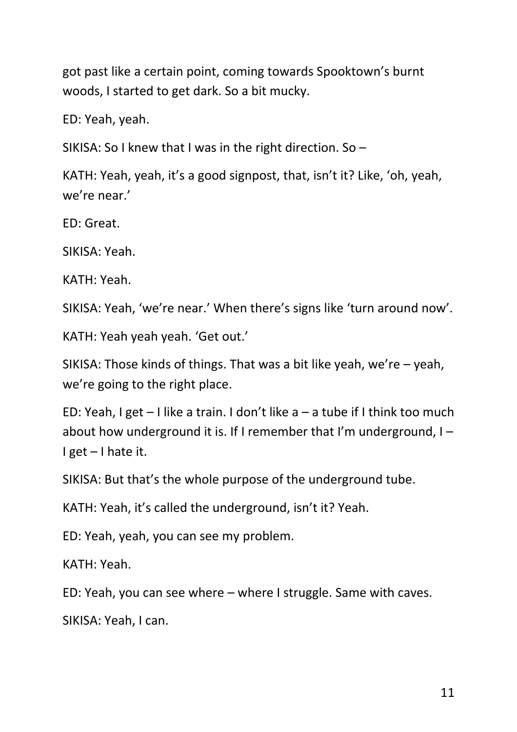got past like a certain point, coming towards Spooktown's burnt woods, I started to get dark. So a bit mucky.

ED: Yeah, yeah.

SIKISA: So I knew that I was in the right direction. So –

KATH: Yeah, yeah, it's a good signpost, that, isn't it? Like, 'oh, yeah, we're near.'

ED: Great.

SIKISA: Yeah.

KATH: Yeah.

SIKISA: Yeah, 'we're near.' When there's signs like 'turn around now'.

KATH: Yeah yeah yeah. 'Get out.'

SIKISA: Those kinds of things. That was a bit like yeah, we're – yeah, we're going to the right place.

ED: Yeah, I get – I like a train. I don't like a – a tube if I think too much about how underground it is. If I remember that I'm underground, I – I get – I hate it.

SIKISA: But that's the whole purpose of the underground tube.

KATH: Yeah, it's called the underground, isn't it? Yeah.

ED: Yeah, yeah, you can see my problem.

KATH: Yeah.

ED: Yeah, you can see where – where I struggle. Same with caves.

SIKISA: Yeah, I can.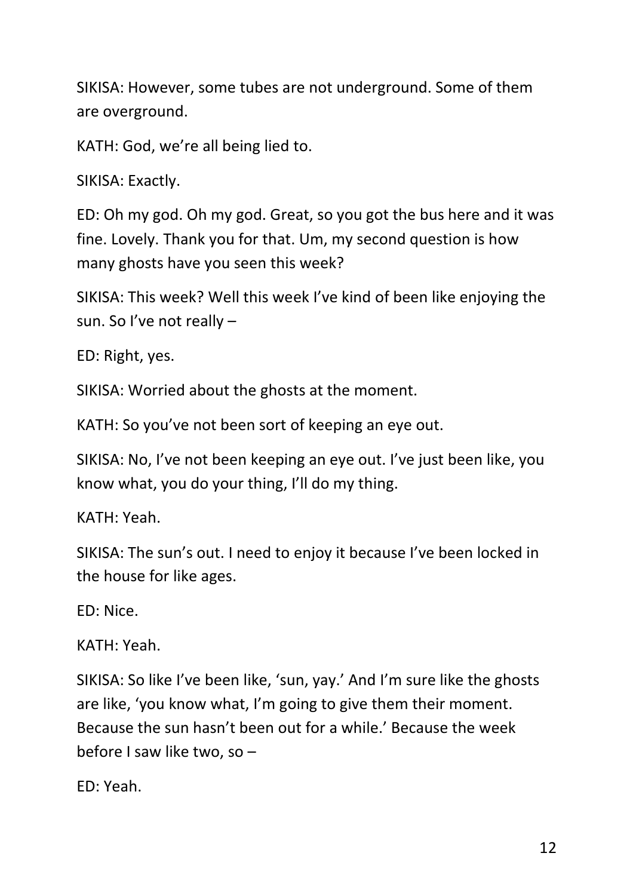SIKISA: However, some tubes are not underground. Some of them are overground.

KATH: God, we're all being lied to.

SIKISA: Exactly.

ED: Oh my god. Oh my god. Great, so you got the bus here and it was fine. Lovely. Thank you for that. Um, my second question is how many ghosts have you seen this week?

SIKISA: This week? Well this week I've kind of been like enjoying the sun. So I've not really –

ED: Right, yes.

SIKISA: Worried about the ghosts at the moment.

KATH: So you've not been sort of keeping an eye out.

SIKISA: No, I've not been keeping an eye out. I've just been like, you know what, you do your thing, I'll do my thing.

KATH: Yeah.

SIKISA: The sun's out. I need to enjoy it because I've been locked in the house for like ages.

ED: Nice.

KATH: Yeah.

SIKISA: So like I've been like, 'sun, yay.' And I'm sure like the ghosts are like, 'you know what, I'm going to give them their moment. Because the sun hasn't been out for a while.' Because the week before I saw like two, so –

ED: Yeah.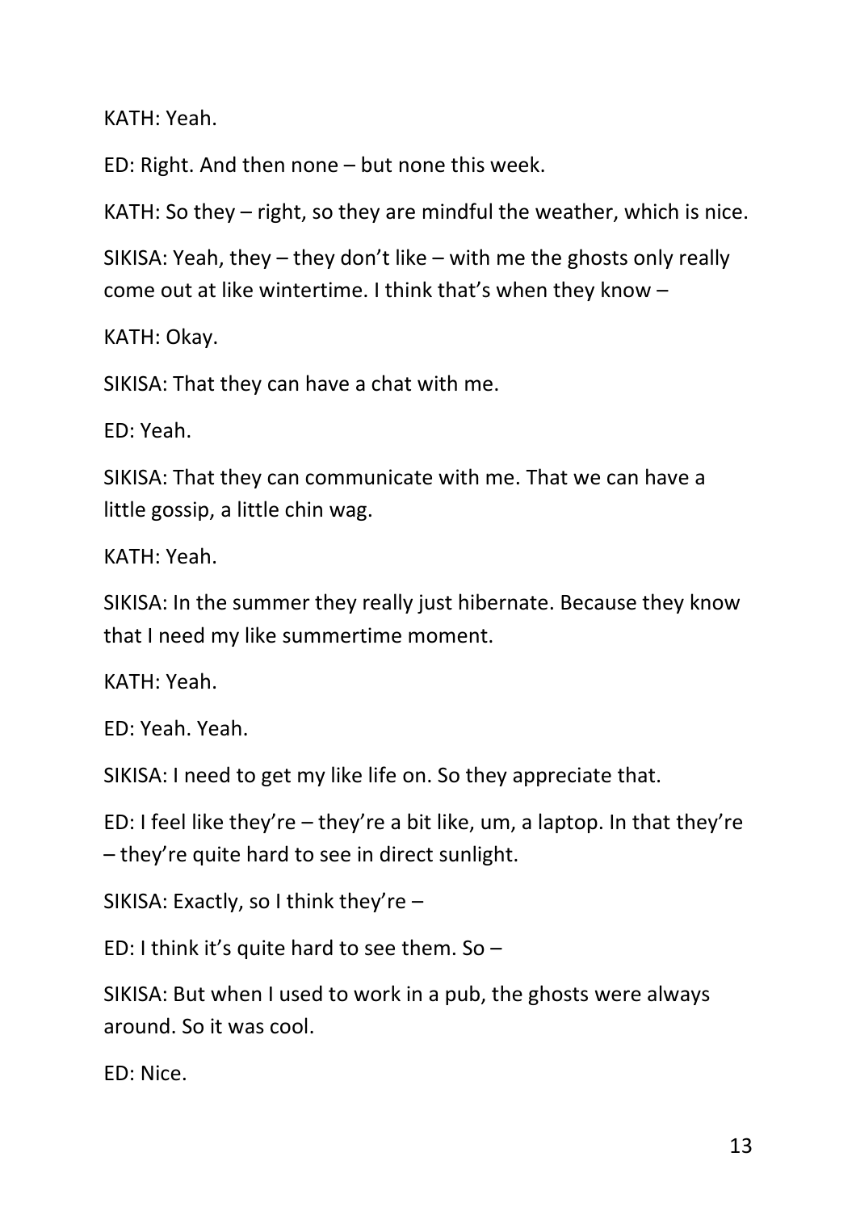KATH: Yeah.

ED: Right. And then none – but none this week.

KATH: So they – right, so they are mindful the weather, which is nice.

SIKISA: Yeah, they – they don't like – with me the ghosts only really come out at like wintertime. I think that's when they know –

KATH: Okay.

SIKISA: That they can have a chat with me.

ED: Yeah.

SIKISA: That they can communicate with me. That we can have a little gossip, a little chin wag.

KATH: Yeah.

SIKISA: In the summer they really just hibernate. Because they know that I need my like summertime moment.

KATH: Yeah.

ED: Yeah. Yeah.

SIKISA: I need to get my like life on. So they appreciate that.

ED: I feel like they're – they're a bit like, um, a laptop. In that they're – they're quite hard to see in direct sunlight.

SIKISA: Exactly, so I think they're –

ED: I think it's quite hard to see them. So –

SIKISA: But when I used to work in a pub, the ghosts were always around. So it was cool.

ED: Nice.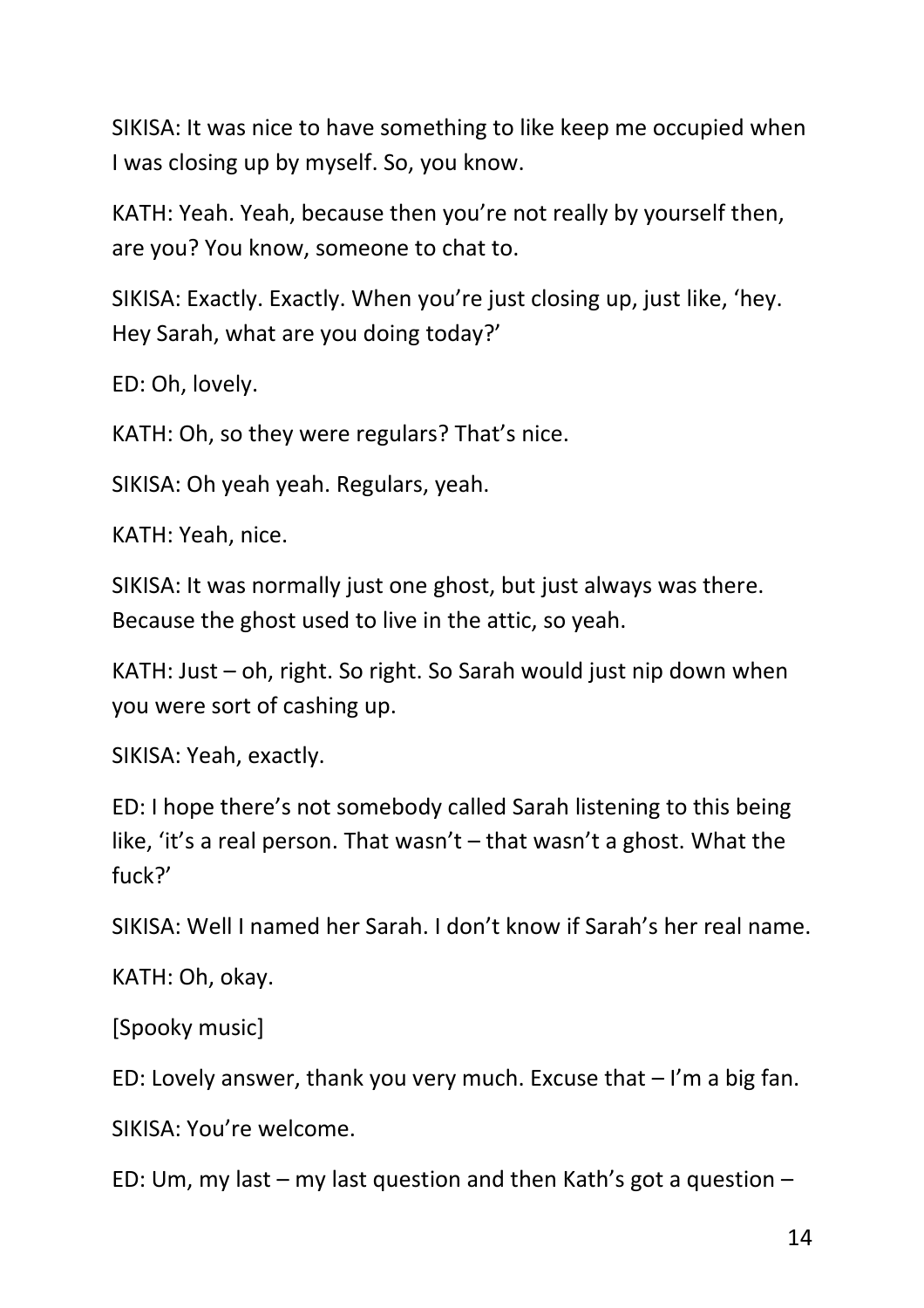SIKISA: It was nice to have something to like keep me occupied when I was closing up by myself. So, you know.

KATH: Yeah. Yeah, because then you're not really by yourself then, are you? You know, someone to chat to.

SIKISA: Exactly. Exactly. When you're just closing up, just like, 'hey. Hey Sarah, what are you doing today?'

ED: Oh, lovely.

KATH: Oh, so they were regulars? That's nice.

SIKISA: Oh yeah yeah. Regulars, yeah.

KATH: Yeah, nice.

SIKISA: It was normally just one ghost, but just always was there. Because the ghost used to live in the attic, so yeah.

KATH: Just – oh, right. So right. So Sarah would just nip down when you were sort of cashing up.

SIKISA: Yeah, exactly.

ED: I hope there's not somebody called Sarah listening to this being like, 'it's a real person. That wasn't – that wasn't a ghost. What the fuck?'

SIKISA: Well I named her Sarah. I don't know if Sarah's her real name.

KATH: Oh, okay.

[Spooky music]

ED: Lovely answer, thank you very much. Excuse that – I'm a big fan.

SIKISA: You're welcome.

ED: Um, my last – my last question and then Kath's got a question –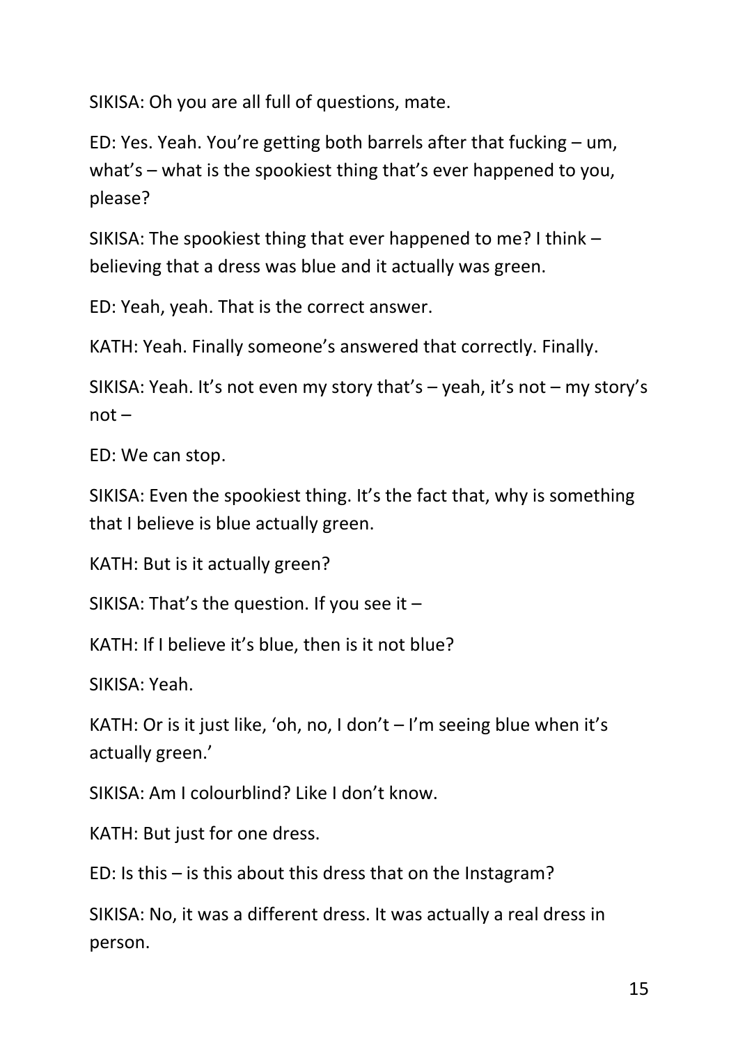SIKISA: Oh you are all full of questions, mate.

ED: Yes. Yeah. You're getting both barrels after that fucking – um, what's – what is the spookiest thing that's ever happened to you, please?

SIKISA: The spookiest thing that ever happened to me? I think – believing that a dress was blue and it actually was green.

ED: Yeah, yeah. That is the correct answer.

KATH: Yeah. Finally someone's answered that correctly. Finally.

SIKISA: Yeah. It's not even my story that's – yeah, it's not – my story's not –

ED: We can stop.

SIKISA: Even the spookiest thing. It's the fact that, why is something that I believe is blue actually green.

KATH: But is it actually green?

SIKISA: That's the question. If you see it –

KATH: If I believe it's blue, then is it not blue?

SIKISA: Yeah.

KATH: Or is it just like, 'oh, no, I don't – I'm seeing blue when it's actually green.'

SIKISA: Am I colourblind? Like I don't know.

KATH: But just for one dress.

ED: Is this – is this about this dress that on the Instagram?

SIKISA: No, it was a different dress. It was actually a real dress in person.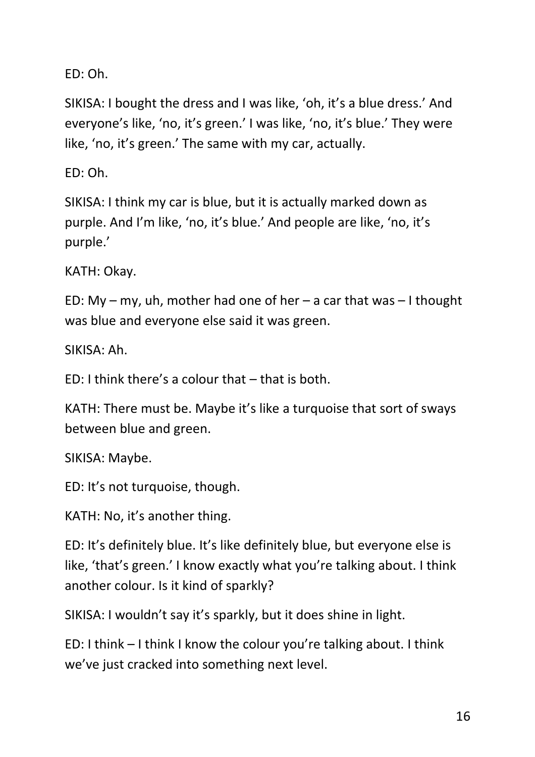ED: Oh.

SIKISA: I bought the dress and I was like, 'oh, it's a blue dress.' And everyone's like, 'no, it's green.' I was like, 'no, it's blue.' They were like, 'no, it's green.' The same with my car, actually.

ED: Oh.

SIKISA: I think my car is blue, but it is actually marked down as purple. And I'm like, 'no, it's blue.' And people are like, 'no, it's purple.'

KATH: Okay.

ED: My – my, uh, mother had one of her – a car that was – I thought was blue and everyone else said it was green.

SIKISA: Ah.

ED: I think there's a colour that – that is both.

KATH: There must be. Maybe it's like a turquoise that sort of sways between blue and green.

SIKISA: Maybe.

ED: It's not turquoise, though.

KATH: No, it's another thing.

ED: It's definitely blue. It's like definitely blue, but everyone else is like, 'that's green.' I know exactly what you're talking about. I think another colour. Is it kind of sparkly?

SIKISA: I wouldn't say it's sparkly, but it does shine in light.

ED: I think – I think I know the colour you're talking about. I think we've just cracked into something next level.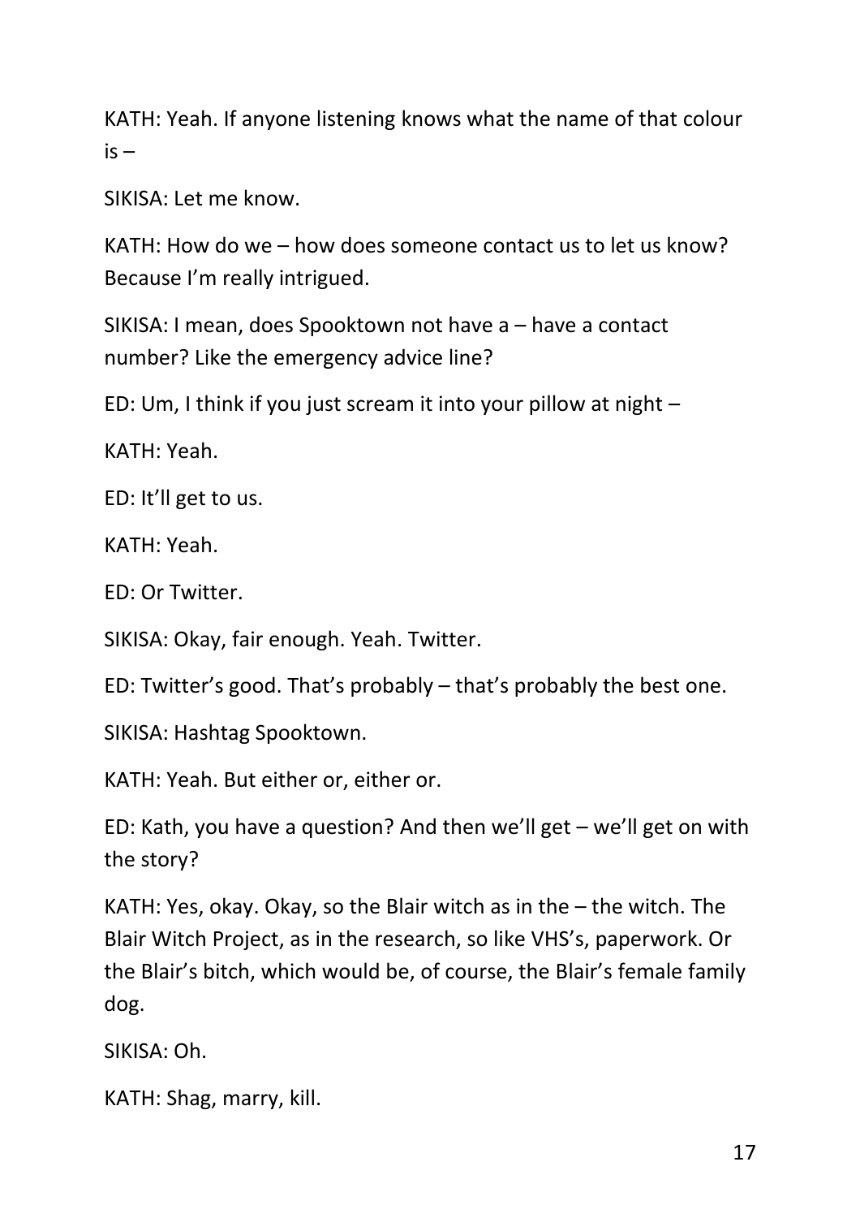KATH: Yeah. If anyone listening knows what the name of that colour is –

SIKISA: Let me know.

KATH: How do we – how does someone contact us to let us know? Because I'm really intrigued.

SIKISA: I mean, does Spooktown not have a – have a contact number? Like the emergency advice line?

ED: Um, I think if you just scream it into your pillow at night –

KATH: Yeah.

ED: It'll get to us.

KATH: Yeah.

ED: Or Twitter.

SIKISA: Okay, fair enough. Yeah. Twitter.

ED: Twitter's good. That's probably – that's probably the best one.

SIKISA: Hashtag Spooktown.

KATH: Yeah. But either or, either or.

ED: Kath, you have a question? And then we'll get – we'll get on with the story?

KATH: Yes, okay. Okay, so the Blair witch as in the – the witch. The Blair Witch Project, as in the research, so like VHS's, paperwork. Or the Blair's bitch, which would be, of course, the Blair's female family dog.

SIKISA: Oh.

KATH: Shag, marry, kill.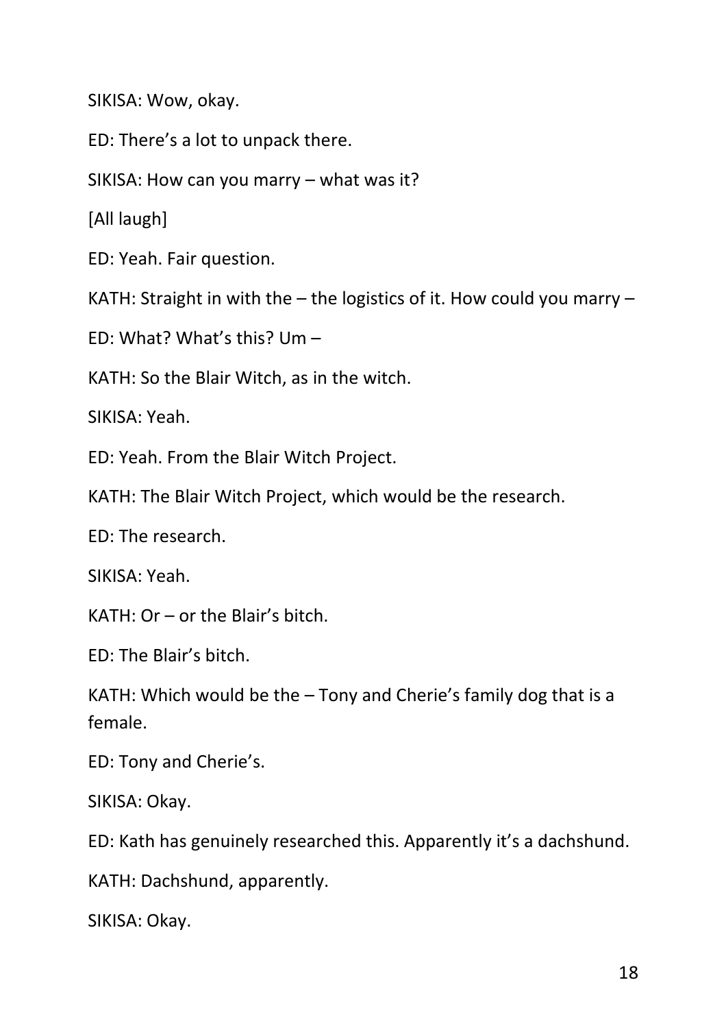SIKISA: Wow, okay.

ED: There's a lot to unpack there.

SIKISA: How can you marry – what was it?

[All laugh]

ED: Yeah. Fair question.

KATH: Straight in with the – the logistics of it. How could you marry –

ED: What? What's this? Um –

KATH: So the Blair Witch, as in the witch.

SIKISA: Yeah.

ED: Yeah. From the Blair Witch Project.

KATH: The Blair Witch Project, which would be the research.

ED: The research.

SIKISA: Yeah.

KATH: Or – or the Blair's bitch.

ED: The Blair's bitch.

KATH: Which would be the – Tony and Cherie's family dog that is a female.

ED: Tony and Cherie's.

SIKISA: Okay.

ED: Kath has genuinely researched this. Apparently it's a dachshund.

KATH: Dachshund, apparently.

SIKISA: Okay.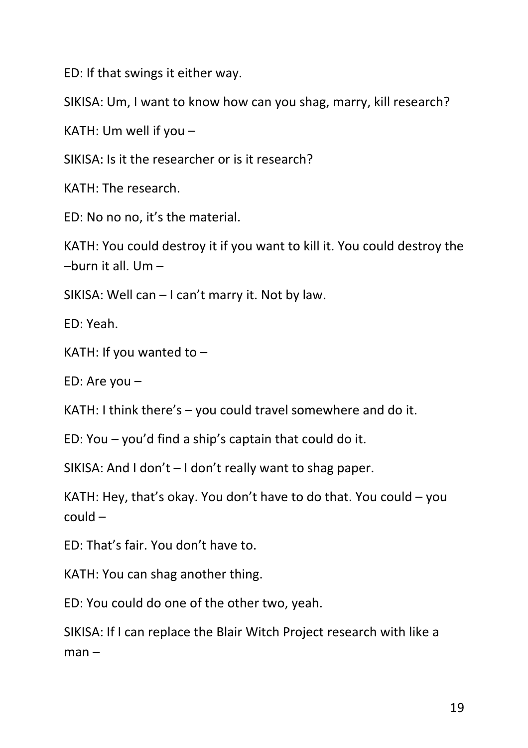ED: If that swings it either way.

SIKISA: Um, I want to know how can you shag, marry, kill research?

KATH: Um well if you –

SIKISA: Is it the researcher or is it research?

KATH: The research.

ED: No no no, it's the material.

KATH: You could destroy it if you want to kill it. You could destroy the –burn it all. Um –

SIKISA: Well can – I can't marry it. Not by law.

ED: Yeah.

KATH: If you wanted to –

ED: Are you –

KATH: I think there's – you could travel somewhere and do it.

ED: You – you'd find a ship's captain that could do it.

SIKISA: And I don't – I don't really want to shag paper.

KATH: Hey, that's okay. You don't have to do that. You could – you could –

ED: That's fair. You don't have to.

KATH: You can shag another thing.

ED: You could do one of the other two, yeah.

SIKISA: If I can replace the Blair Witch Project research with like a man –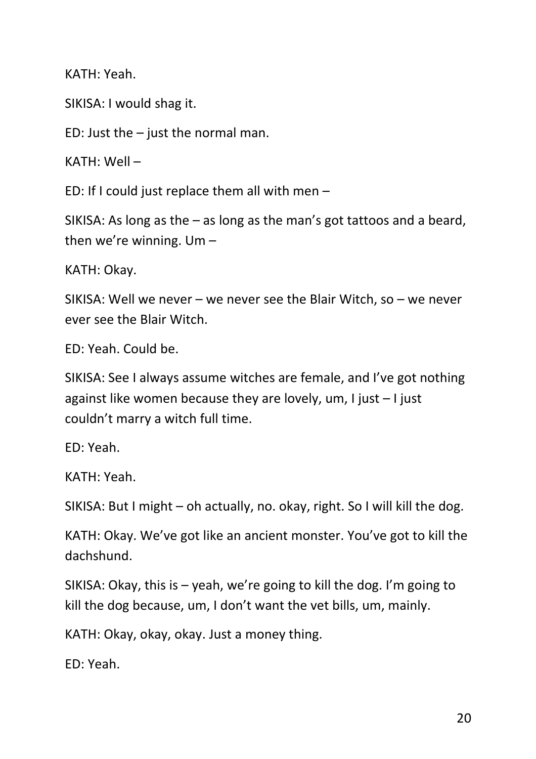KATH: Yeah.

SIKISA: I would shag it.

ED: Just the – just the normal man.

KATH: Well –

ED: If I could just replace them all with men –

SIKISA: As long as the – as long as the man's got tattoos and a beard, then we're winning. Um –

KATH: Okay.

SIKISA: Well we never – we never see the Blair Witch, so – we never ever see the Blair Witch.

ED: Yeah. Could be.

SIKISA: See I always assume witches are female, and I've got nothing against like women because they are lovely, um, I just – I just couldn't marry a witch full time.

ED: Yeah.

KATH: Yeah.

SIKISA: But I might – oh actually, no. okay, right. So I will kill the dog.

KATH: Okay. We've got like an ancient monster. You've got to kill the dachshund.

SIKISA: Okay, this is – yeah, we're going to kill the dog. I'm going to kill the dog because, um, I don't want the vet bills, um, mainly.

KATH: Okay, okay, okay. Just a money thing.

ED: Yeah.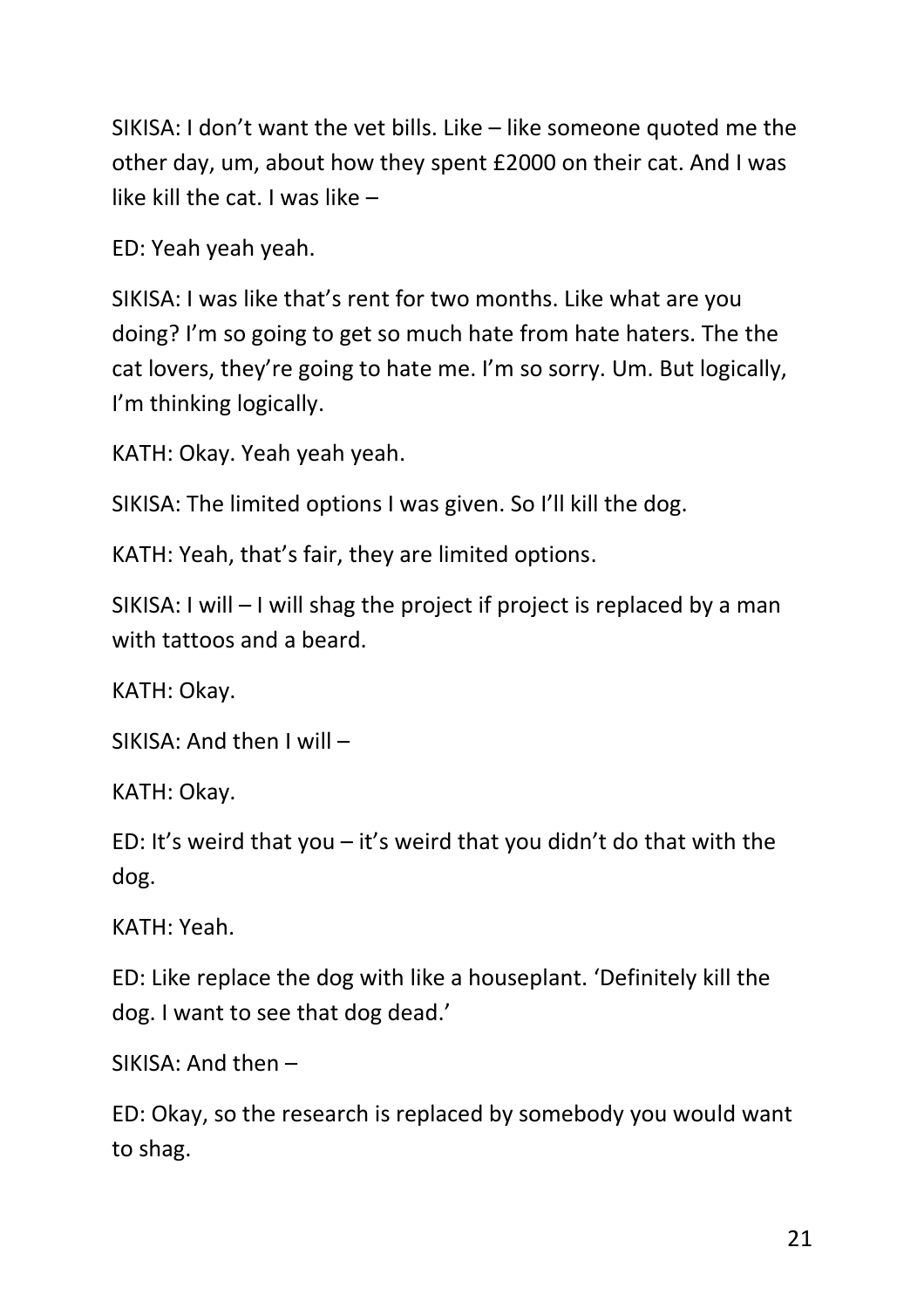SIKISA: I don't want the vet bills. Like – like someone quoted me the other day, um, about how they spent £2000 on their cat. And I was like kill the cat. I was like –

ED: Yeah yeah yeah.

SIKISA: I was like that's rent for two months. Like what are you doing? I'm so going to get so much hate from hate haters. The the cat lovers, they're going to hate me. I'm so sorry. Um. But logically, I'm thinking logically.

KATH: Okay. Yeah yeah yeah.

SIKISA: The limited options I was given. So I'll kill the dog.

KATH: Yeah, that's fair, they are limited options.

SIKISA: I will – I will shag the project if project is replaced by a man with tattoos and a beard.

KATH: Okay.

SIKISA: And then I will –

KATH: Okay.

ED: It's weird that you – it's weird that you didn't do that with the dog.

KATH: Yeah.

ED: Like replace the dog with like a houseplant. 'Definitely kill the dog. I want to see that dog dead.'

SIKISA: And then –

ED: Okay, so the research is replaced by somebody you would want to shag.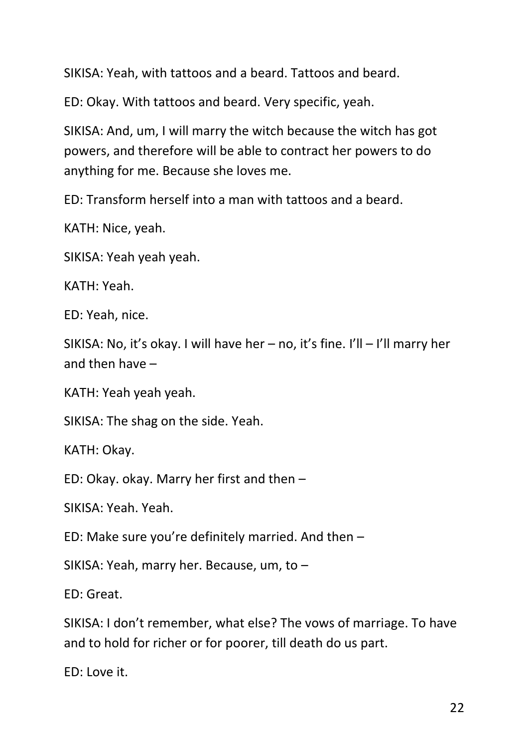SIKISA: Yeah, with tattoos and a beard. Tattoos and beard.

ED: Okay. With tattoos and beard. Very specific, yeah.

SIKISA: And, um, I will marry the witch because the witch has got powers, and therefore will be able to contract her powers to do anything for me. Because she loves me.

ED: Transform herself into a man with tattoos and a beard.

KATH: Nice, yeah.

SIKISA: Yeah yeah yeah.

KATH: Yeah.

ED: Yeah, nice.

SIKISA: No, it's okay. I will have her – no, it's fine. I'll – I'll marry her and then have –

KATH: Yeah yeah yeah.

SIKISA: The shag on the side. Yeah.

KATH: Okay.

ED: Okay. okay. Marry her first and then –

SIKISA: Yeah. Yeah.

ED: Make sure you're definitely married. And then –

SIKISA: Yeah, marry her. Because, um, to –

ED: Great.

SIKISA: I don't remember, what else? The vows of marriage. To have and to hold for richer or for poorer, till death do us part.

ED: Love it.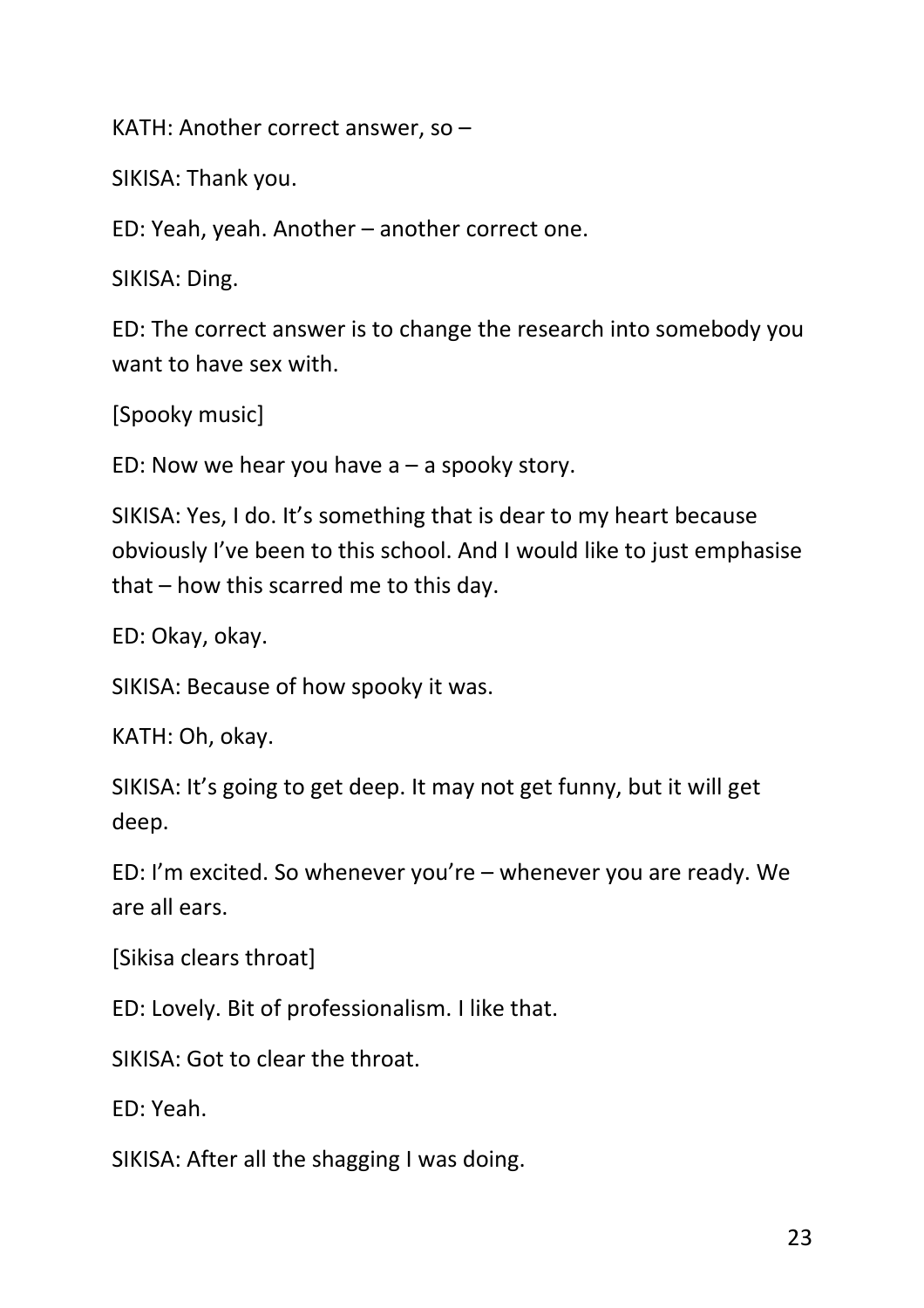KATH: Another correct answer, so –

SIKISA: Thank you.

ED: Yeah, yeah. Another – another correct one.

SIKISA: Ding.

ED: The correct answer is to change the research into somebody you want to have sex with.

[Spooky music]

ED: Now we hear you have a – a spooky story.

SIKISA: Yes, I do. It's something that is dear to my heart because obviously I've been to this school. And I would like to just emphasise that – how this scarred me to this day.

ED: Okay, okay.

SIKISA: Because of how spooky it was.

KATH: Oh, okay.

SIKISA: It's going to get deep. It may not get funny, but it will get deep.

ED: I'm excited. So whenever you're – whenever you are ready. We are all ears.

[Sikisa clears throat]

ED: Lovely. Bit of professionalism. I like that.

SIKISA: Got to clear the throat.

ED: Yeah.

SIKISA: After all the shagging I was doing.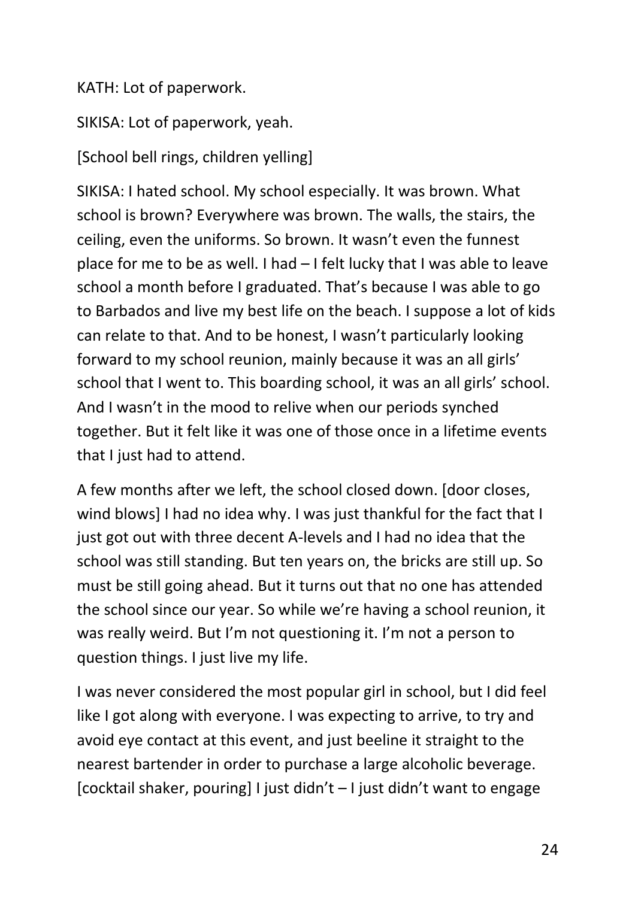KATH: Lot of paperwork.

SIKISA: Lot of paperwork, yeah.

[School bell rings, children yelling]

SIKISA: I hated school. My school especially. It was brown. What school is brown? Everywhere was brown. The walls, the stairs, the ceiling, even the uniforms. So brown. It wasn't even the funnest place for me to be as well. I had – I felt lucky that I was able to leave school a month before I graduated. That's because I was able to go to Barbados and live my best life on the beach. I suppose a lot of kids can relate to that. And to be honest, I wasn't particularly looking forward to my school reunion, mainly because it was an all girls' school that I went to. This boarding school, it was an all girls' school. And I wasn't in the mood to relive when our periods synched together. But it felt like it was one of those once in a lifetime events that I just had to attend.

A few months after we left, the school closed down. [door closes, wind blows] I had no idea why. I was just thankful for the fact that I just got out with three decent A-levels and I had no idea that the school was still standing. But ten years on, the bricks are still up. So must be still going ahead. But it turns out that no one has attended the school since our year. So while we're having a school reunion, it was really weird. But I'm not questioning it. I'm not a person to question things. I just live my life.

I was never considered the most popular girl in school, but I did feel like I got along with everyone. I was expecting to arrive, to try and avoid eye contact at this event, and just beeline it straight to the nearest bartender in order to purchase a large alcoholic beverage. [cocktail shaker, pouring] I just didn't – I just didn't want to engage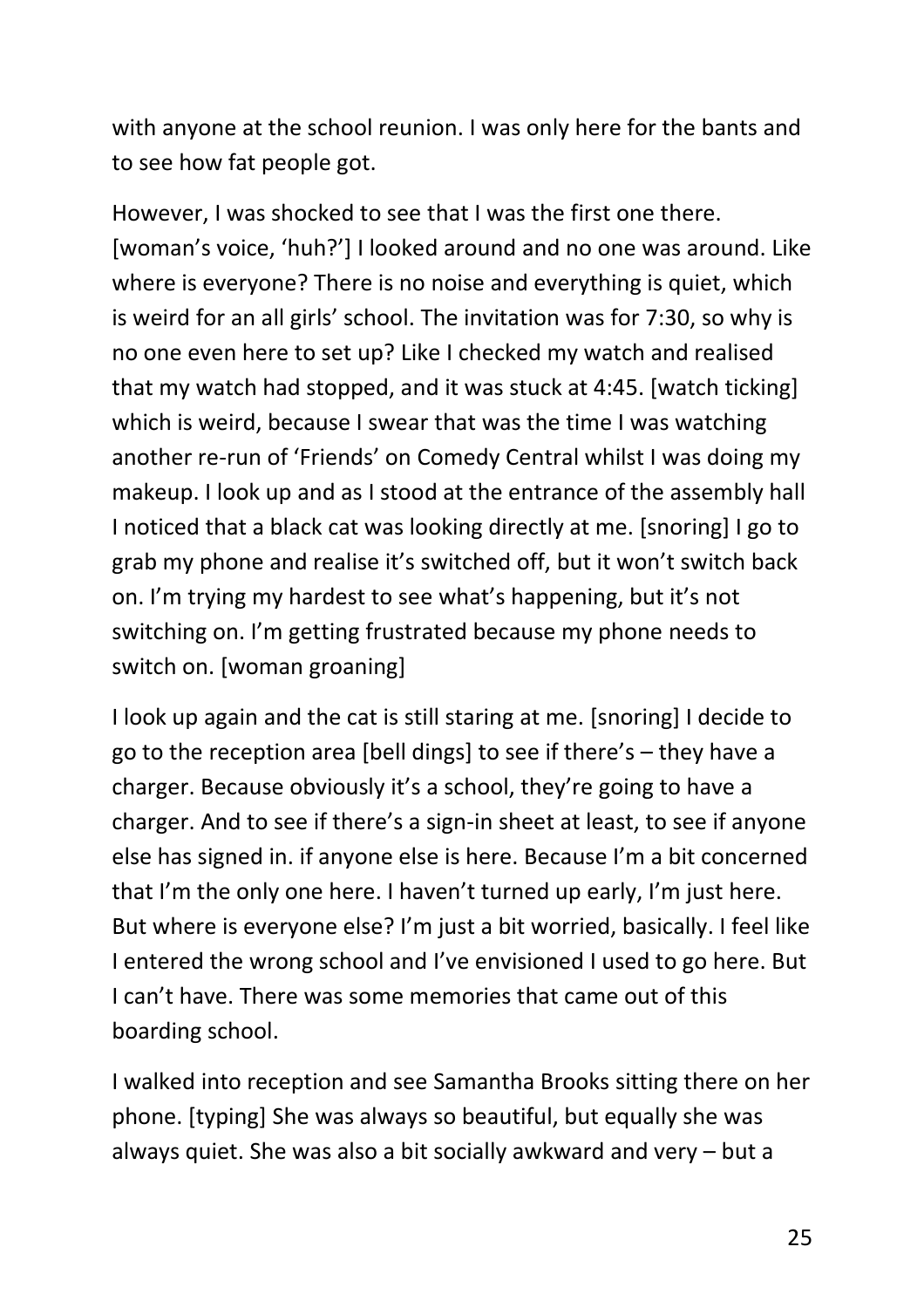with anyone at the school reunion. I was only here for the bants and to see how fat people got.

However, I was shocked to see that I was the first one there. [woman's voice, 'huh?'] I looked around and no one was around. Like where is everyone? There is no noise and everything is quiet, which is weird for an all girls' school. The invitation was for 7:30, so why is no one even here to set up? Like I checked my watch and realised that my watch had stopped, and it was stuck at 4:45. [watch ticking] which is weird, because I swear that was the time I was watching another re-run of 'Friends' on Comedy Central whilst I was doing my makeup. I look up and as I stood at the entrance of the assembly hall I noticed that a black cat was looking directly at me. [snoring] I go to grab my phone and realise it's switched off, but it won't switch back on. I'm trying my hardest to see what's happening, but it's not switching on. I'm getting frustrated because my phone needs to switch on. [woman groaning]

I look up again and the cat is still staring at me. [snoring] I decide to go to the reception area [bell dings] to see if there's – they have a charger. Because obviously it's a school, they're going to have a charger. And to see if there's a sign-in sheet at least, to see if anyone else has signed in. if anyone else is here. Because I'm a bit concerned that I'm the only one here. I haven't turned up early, I'm just here. But where is everyone else? I'm just a bit worried, basically. I feel like I entered the wrong school and I've envisioned I used to go here. But I can't have. There was some memories that came out of this boarding school.

I walked into reception and see Samantha Brooks sitting there on her phone. [typing] She was always so beautiful, but equally she was always quiet. She was also a bit socially awkward and very – but a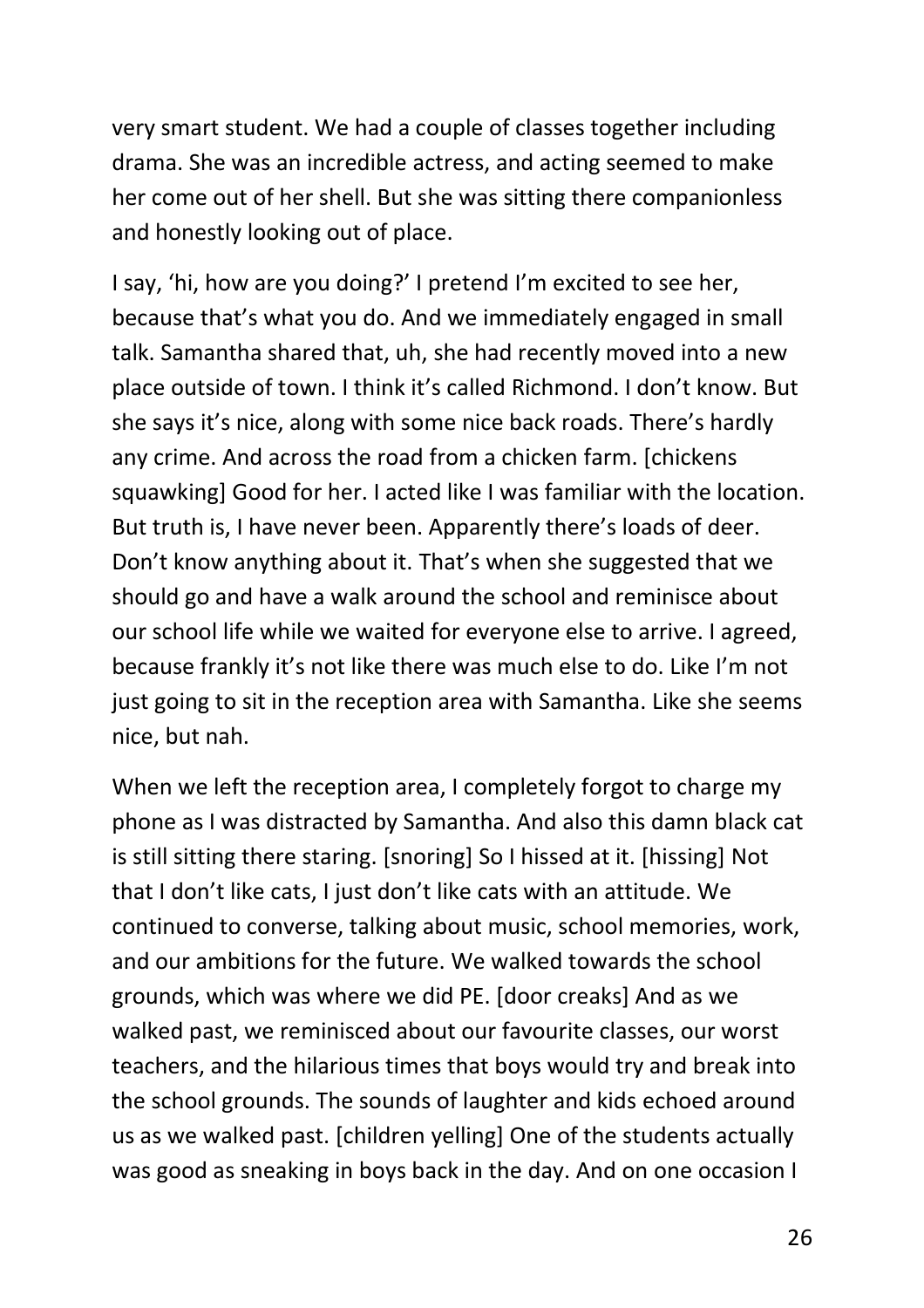very smart student. We had a couple of classes together including drama. She was an incredible actress, and acting seemed to make her come out of her shell. But she was sitting there companionless and honestly looking out of place.

I say, 'hi, how are you doing?' I pretend I'm excited to see her, because that's what you do. And we immediately engaged in small talk. Samantha shared that, uh, she had recently moved into a new place outside of town. I think it's called Richmond. I don't know. But she says it's nice, along with some nice back roads. There's hardly any crime. And across the road from a chicken farm. [chickens squawking] Good for her. I acted like I was familiar with the location. But truth is, I have never been. Apparently there's loads of deer. Don't know anything about it. That's when she suggested that we should go and have a walk around the school and reminisce about our school life while we waited for everyone else to arrive. I agreed, because frankly it's not like there was much else to do. Like I'm not just going to sit in the reception area with Samantha. Like she seems nice, but nah.

When we left the reception area, I completely forgot to charge my phone as I was distracted by Samantha. And also this damn black cat is still sitting there staring. [snoring] So I hissed at it. [hissing] Not that I don't like cats, I just don't like cats with an attitude. We continued to converse, talking about music, school memories, work, and our ambitions for the future. We walked towards the school grounds, which was where we did PE. [door creaks] And as we walked past, we reminisced about our favourite classes, our worst teachers, and the hilarious times that boys would try and break into the school grounds. The sounds of laughter and kids echoed around us as we walked past. [children yelling] One of the students actually was good as sneaking in boys back in the day. And on one occasion I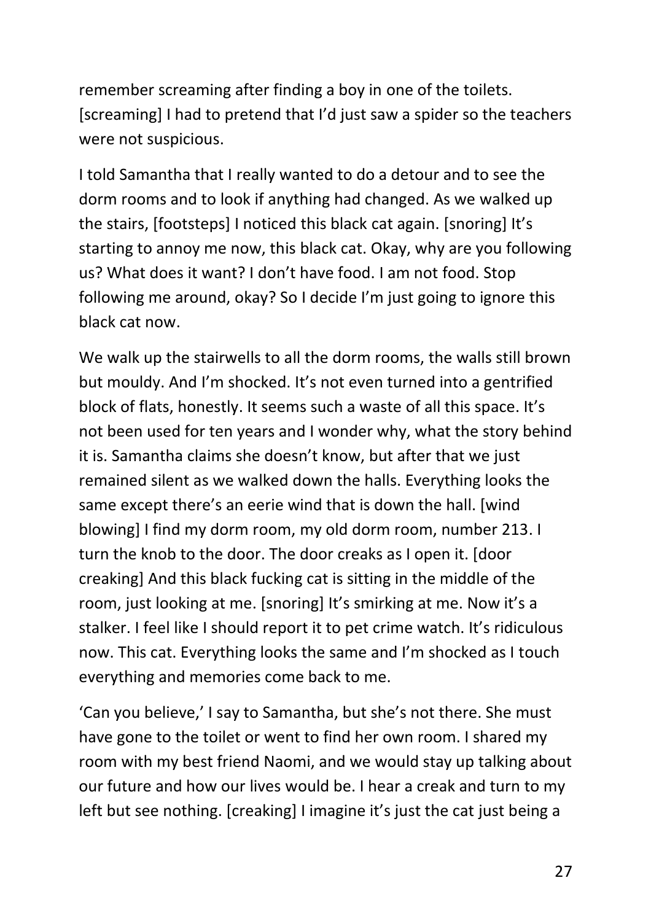remember screaming after finding a boy in one of the toilets. [screaming] I had to pretend that I'd just saw a spider so the teachers were not suspicious.

I told Samantha that I really wanted to do a detour and to see the dorm rooms and to look if anything had changed. As we walked up the stairs, [footsteps] I noticed this black cat again. [snoring] It's starting to annoy me now, this black cat. Okay, why are you following us? What does it want? I don't have food. I am not food. Stop following me around, okay? So I decide I'm just going to ignore this black cat now.

We walk up the stairwells to all the dorm rooms, the walls still brown but mouldy. And I'm shocked. It's not even turned into a gentrified block of flats, honestly. It seems such a waste of all this space. It's not been used for ten years and I wonder why, what the story behind it is. Samantha claims she doesn't know, but after that we just remained silent as we walked down the halls. Everything looks the same except there's an eerie wind that is down the hall. [wind blowing] I find my dorm room, my old dorm room, number 213. I turn the knob to the door. The door creaks as I open it. [door creaking] And this black fucking cat is sitting in the middle of the room, just looking at me. [snoring] It's smirking at me. Now it's a stalker. I feel like I should report it to pet crime watch. It's ridiculous now. This cat. Everything looks the same and I'm shocked as I touch everything and memories come back to me.

'Can you believe,' I say to Samantha, but she's not there. She must have gone to the toilet or went to find her own room. I shared my room with my best friend Naomi, and we would stay up talking about our future and how our lives would be. I hear a creak and turn to my left but see nothing. [creaking] I imagine it's just the cat just being a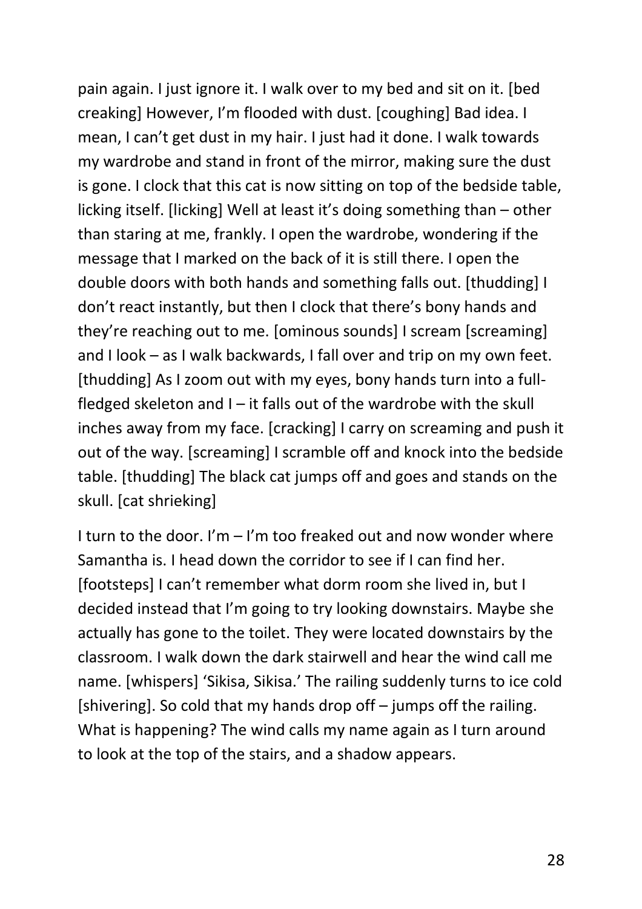pain again. I just ignore it. I walk over to my bed and sit on it. [bed creaking] However, I'm flooded with dust. [coughing] Bad idea. I mean, I can't get dust in my hair. I just had it done. I walk towards my wardrobe and stand in front of the mirror, making sure the dust is gone. I clock that this cat is now sitting on top of the bedside table, licking itself. [licking] Well at least it's doing something than – other than staring at me, frankly. I open the wardrobe, wondering if the message that I marked on the back of it is still there. I open the double doors with both hands and something falls out. [thudding] I don't react instantly, but then I clock that there's bony hands and they're reaching out to me. [ominous sounds] I scream [screaming] and I look – as I walk backwards, I fall over and trip on my own feet. [thudding] As I zoom out with my eyes, bony hands turn into a full-fledged skeleton and I – it falls out of the wardrobe with the skull inches away from my face. [cracking] I carry on screaming and push it out of the way. [screaming] I scramble off and knock into the bedside table. [thudding] The black cat jumps off and goes and stands on the skull. [cat shrieking]

I turn to the door. I'm – I'm too freaked out and now wonder where Samantha is. I head down the corridor to see if I can find her. [footsteps] I can't remember what dorm room she lived in, but I decided instead that I'm going to try looking downstairs. Maybe she actually has gone to the toilet. They were located downstairs by the classroom. I walk down the dark stairwell and hear the wind call me name. [whispers] 'Sikisa, Sikisa.' The railing suddenly turns to ice cold [shivering]. So cold that my hands drop off – jumps off the railing. What is happening? The wind calls my name again as I turn around to look at the top of the stairs, and a shadow appears.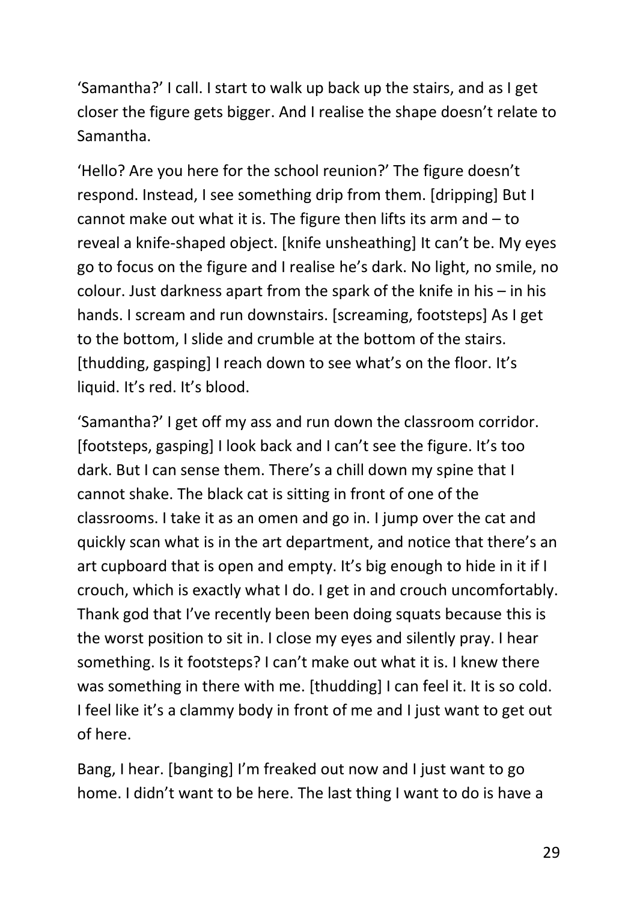'Samantha?' I call. I start to walk up back up the stairs, and as I get closer the figure gets bigger. And I realise the shape doesn't relate to Samantha.

'Hello? Are you here for the school reunion?' The figure doesn't respond. Instead, I see something drip from them. [dripping] But I cannot make out what it is. The figure then lifts its arm and – to reveal a knife-shaped object. [knife unsheathing] It can't be. My eyes go to focus on the figure and I realise he's dark. No light, no smile, no colour. Just darkness apart from the spark of the knife in his – in his hands. I scream and run downstairs. [screaming, footsteps] As I get to the bottom, I slide and crumble at the bottom of the stairs. [thudding, gasping] I reach down to see what's on the floor. It's liquid. It's red. It's blood.

'Samantha?' I get off my ass and run down the classroom corridor. [footsteps, gasping] I look back and I can't see the figure. It's too dark. But I can sense them. There's a chill down my spine that I cannot shake. The black cat is sitting in front of one of the classrooms. I take it as an omen and go in. I jump over the cat and quickly scan what is in the art department, and notice that there's an art cupboard that is open and empty. It's big enough to hide in it if I crouch, which is exactly what I do. I get in and crouch uncomfortably. Thank god that I've recently been been doing squats because this is the worst position to sit in. I close my eyes and silently pray. I hear something. Is it footsteps? I can't make out what it is. I knew there was something in there with me. [thudding] I can feel it. It is so cold. I feel like it's a clammy body in front of me and I just want to get out of here.

Bang, I hear. [banging] I'm freaked out now and I just want to go home. I didn't want to be here. The last thing I want to do is have a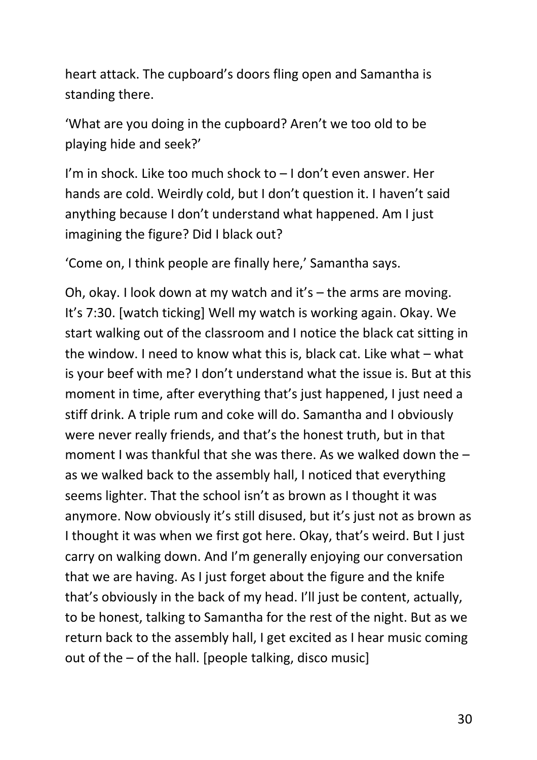heart attack. The cupboard's doors fling open and Samantha is standing there.

'What are you doing in the cupboard? Aren't we too old to be playing hide and seek?'

I'm in shock. Like too much shock to – I don't even answer. Her hands are cold. Weirdly cold, but I don't question it. I haven't said anything because I don't understand what happened. Am I just imagining the figure? Did I black out?

'Come on, I think people are finally here,' Samantha says.

Oh, okay. I look down at my watch and it's – the arms are moving. It's 7:30. [watch ticking] Well my watch is working again. Okay. We start walking out of the classroom and I notice the black cat sitting in the window. I need to know what this is, black cat. Like what – what is your beef with me? I don't understand what the issue is. But at this moment in time, after everything that's just happened, I just need a stiff drink. A triple rum and coke will do. Samantha and I obviously were never really friends, and that's the honest truth, but in that moment I was thankful that she was there. As we walked down the – as we walked back to the assembly hall, I noticed that everything seems lighter. That the school isn't as brown as I thought it was anymore. Now obviously it's still disused, but it's just not as brown as I thought it was when we first got here. Okay, that's weird. But I just carry on walking down. And I'm generally enjoying our conversation that we are having. As I just forget about the figure and the knife that's obviously in the back of my head. I'll just be content, actually, to be honest, talking to Samantha for the rest of the night. But as we return back to the assembly hall, I get excited as I hear music coming out of the – of the hall. [people talking, disco music]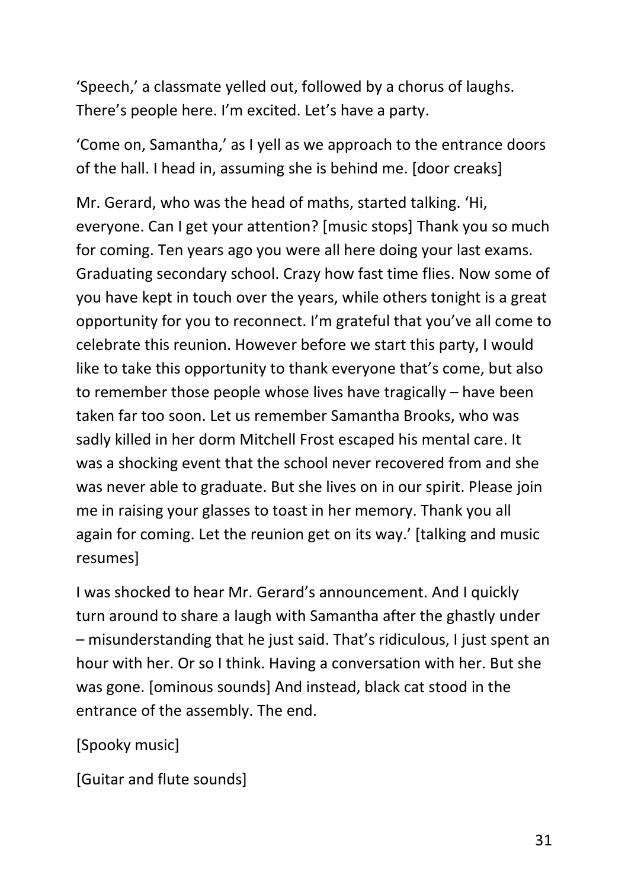'Speech,' a classmate yelled out, followed by a chorus of laughs. There's people here. I'm excited. Let's have a party.

'Come on, Samantha,' as I yell as we approach to the entrance doors of the hall. I head in, assuming she is behind me. [door creaks]

Mr. Gerard, who was the head of maths, started talking. 'Hi, everyone. Can I get your attention? [music stops] Thank you so much for coming. Ten years ago you were all here doing your last exams. Graduating secondary school. Crazy how fast time flies. Now some of you have kept in touch over the years, while others tonight is a great opportunity for you to reconnect. I'm grateful that you've all come to celebrate this reunion. However before we start this party, I would like to take this opportunity to thank everyone that's come, but also to remember those people whose lives have tragically – have been taken far too soon. Let us remember Samantha Brooks, who was sadly killed in her dorm Mitchell Frost escaped his mental care. It was a shocking event that the school never recovered from and she was never able to graduate. But she lives on in our spirit. Please join me in raising your glasses to toast in her memory. Thank you all again for coming. Let the reunion get on its way.' [talking and music resumes]

I was shocked to hear Mr. Gerard's announcement. And I quickly turn around to share a laugh with Samantha after the ghastly under – misunderstanding that he just said. That's ridiculous, I just spent an hour with her. Or so I think. Having a conversation with her. But she was gone. [ominous sounds] And instead, black cat stood in the entrance of the assembly. The end.

[Spooky music]

[Guitar and flute sounds]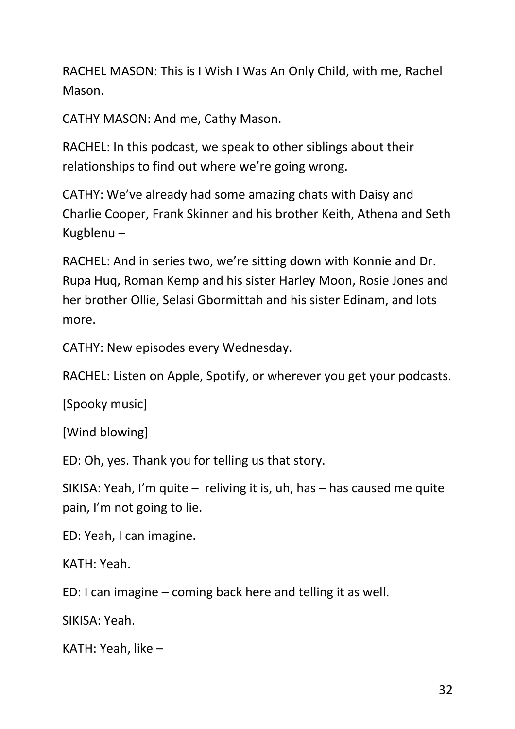RACHEL MASON: This is I Wish I Was An Only Child, with me, Rachel Mason.

CATHY MASON: And me, Cathy Mason.

RACHEL: In this podcast, we speak to other siblings about their relationships to find out where we're going wrong.

CATHY: We've already had some amazing chats with Daisy and Charlie Cooper, Frank Skinner and his brother Keith, Athena and Seth Kugblenu –

RACHEL: And in series two, we're sitting down with Konnie and Dr. Rupa Huq, Roman Kemp and his sister Harley Moon, Rosie Jones and her brother Ollie, Selasi Gbormittah and his sister Edinam, and lots more.

CATHY: New episodes every Wednesday.

RACHEL: Listen on Apple, Spotify, or wherever you get your podcasts.

[Spooky music]

[Wind blowing]

ED: Oh, yes. Thank you for telling us that story.

SIKISA: Yeah, I'm quite – reliving it is, uh, has – has caused me quite pain, I'm not going to lie.

ED: Yeah, I can imagine.

KATH: Yeah.

ED: I can imagine – coming back here and telling it as well.

SIKISA: Yeah.

KATH: Yeah, like –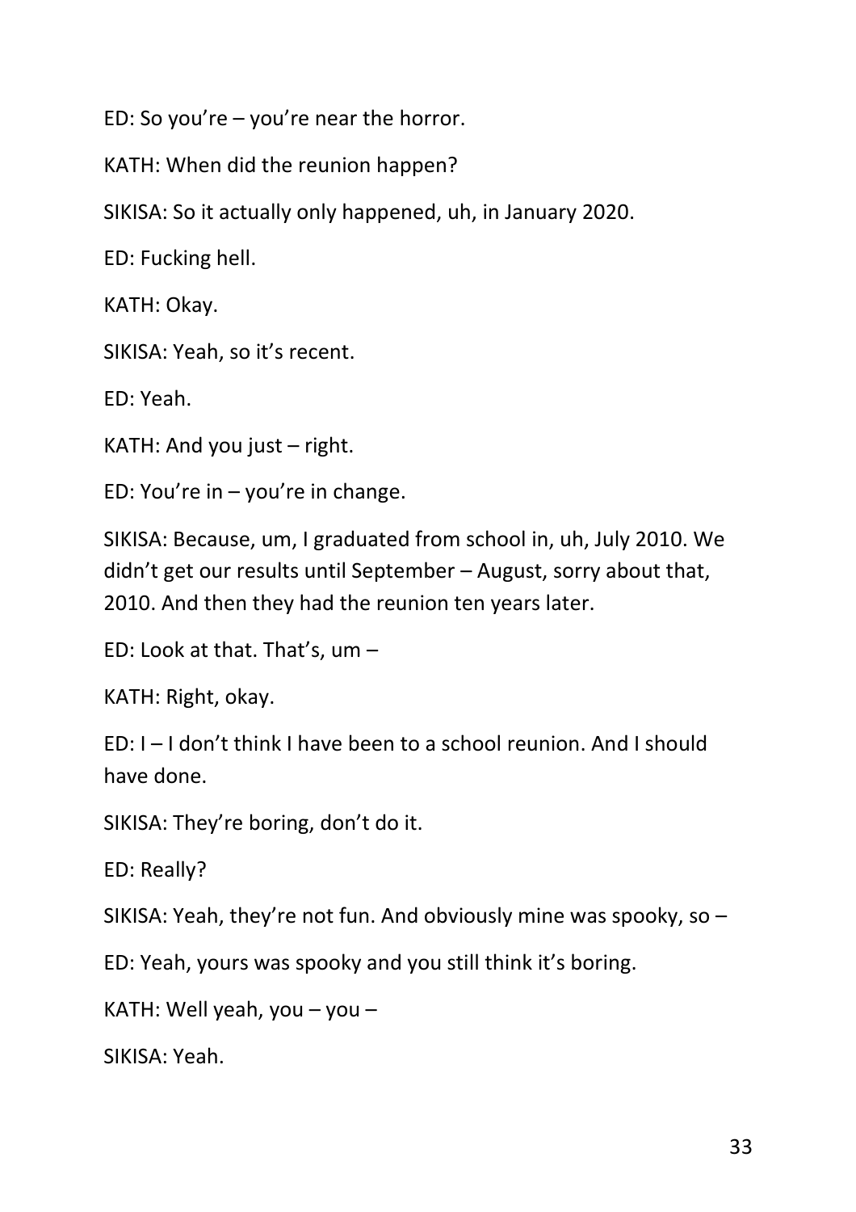ED: So you're – you're near the horror.

KATH: When did the reunion happen?

SIKISA: So it actually only happened, uh, in January 2020.

ED: Fucking hell.

KATH: Okay.

SIKISA: Yeah, so it's recent.

ED: Yeah.

KATH: And you just – right.

ED: You're in – you're in change.

SIKISA: Because, um, I graduated from school in, uh, July 2010. We didn't get our results until September – August, sorry about that, 2010. And then they had the reunion ten years later.

ED: Look at that. That's, um –

KATH: Right, okay.

ED: I – I don't think I have been to a school reunion. And I should have done.

SIKISA: They're boring, don't do it.

ED: Really?

SIKISA: Yeah, they're not fun. And obviously mine was spooky, so –

ED: Yeah, yours was spooky and you still think it's boring.

KATH: Well yeah, you – you –

SIKISA: Yeah.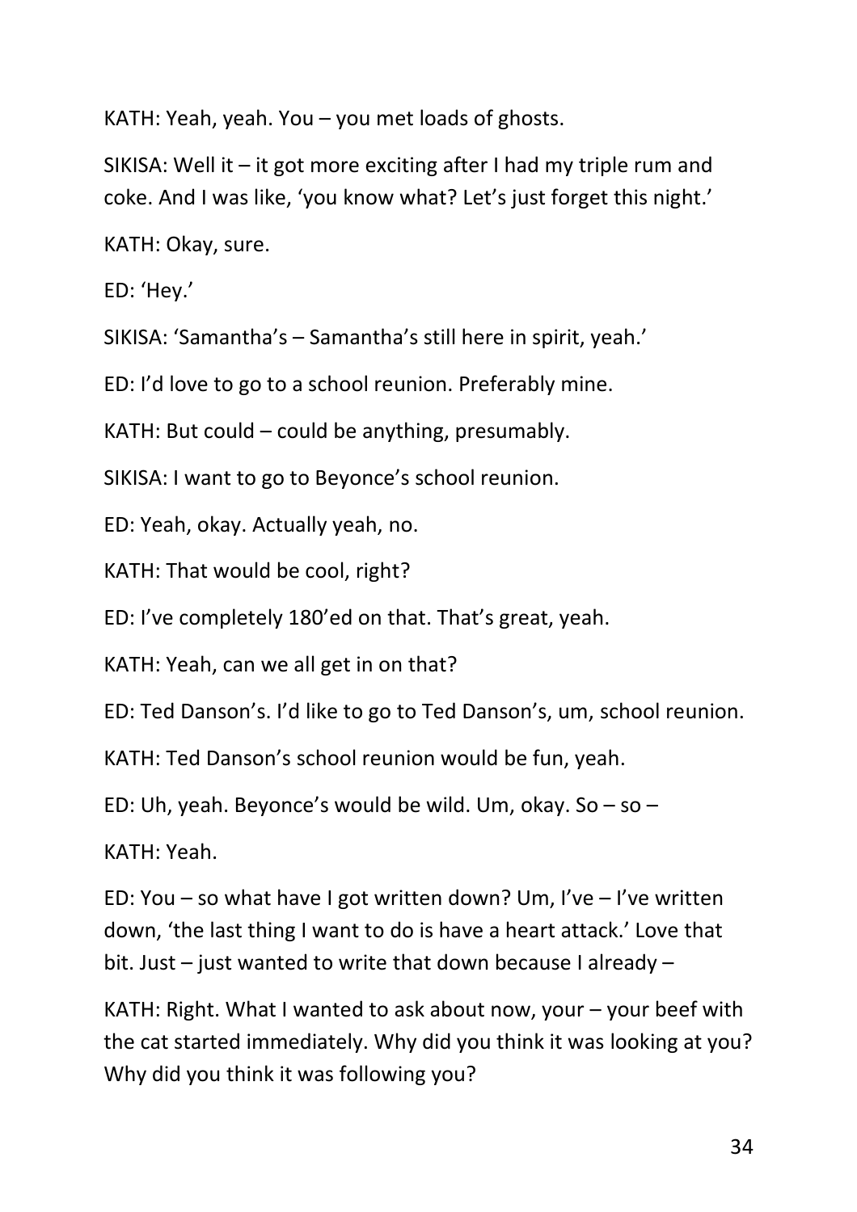KATH: Yeah, yeah. You – you met loads of ghosts.

SIKISA: Well it – it got more exciting after I had my triple rum and coke. And I was like, 'you know what? Let's just forget this night.'

KATH: Okay, sure.

ED: 'Hey.'

SIKISA: 'Samantha's – Samantha's still here in spirit, yeah.'

ED: I'd love to go to a school reunion. Preferably mine.

KATH: But could – could be anything, presumably.

SIKISA: I want to go to Beyonce's school reunion.

ED: Yeah, okay. Actually yeah, no.

KATH: That would be cool, right?

ED: I've completely 180'ed on that. That's great, yeah.

KATH: Yeah, can we all get in on that?

ED: Ted Danson's. I'd like to go to Ted Danson's, um, school reunion.

KATH: Ted Danson's school reunion would be fun, yeah.

ED: Uh, yeah. Beyonce's would be wild. Um, okay. So – so –

KATH: Yeah.

ED: You – so what have I got written down? Um, I've – I've written down, 'the last thing I want to do is have a heart attack.' Love that bit. Just – just wanted to write that down because I already –

KATH: Right. What I wanted to ask about now, your – your beef with the cat started immediately. Why did you think it was looking at you? Why did you think it was following you?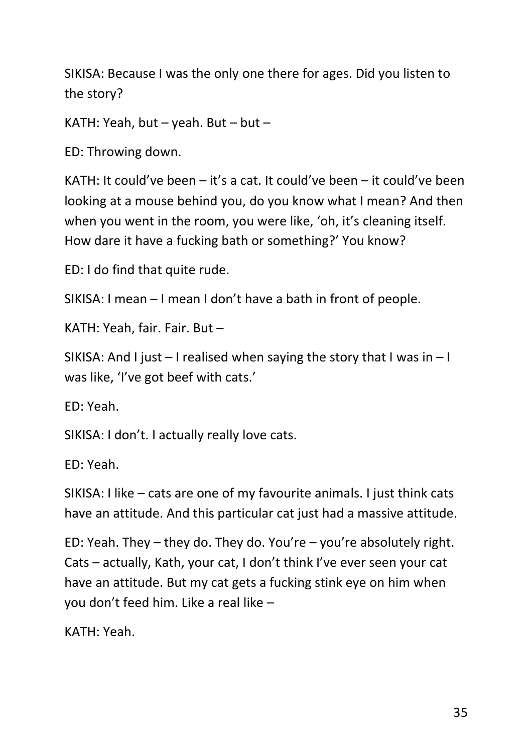SIKISA: Because I was the only one there for ages. Did you listen to the story?

KATH: Yeah, but – yeah. But – but –

ED: Throwing down.

KATH: It could've been – it's a cat. It could've been – it could've been looking at a mouse behind you, do you know what I mean? And then when you went in the room, you were like, 'oh, it's cleaning itself. How dare it have a fucking bath or something?' You know?

ED: I do find that quite rude.

SIKISA: I mean – I mean I don't have a bath in front of people.

KATH: Yeah, fair. Fair. But –

SIKISA: And I just – I realised when saying the story that I was in – I was like, 'I've got beef with cats.'

ED: Yeah.

SIKISA: I don't. I actually really love cats.

ED: Yeah.

SIKISA: I like – cats are one of my favourite animals. I just think cats have an attitude. And this particular cat just had a massive attitude.

ED: Yeah. They – they do. They do. You're – you're absolutely right. Cats – actually, Kath, your cat, I don't think I've ever seen your cat have an attitude. But my cat gets a fucking stink eye on him when you don't feed him. Like a real like –

KATH: Yeah.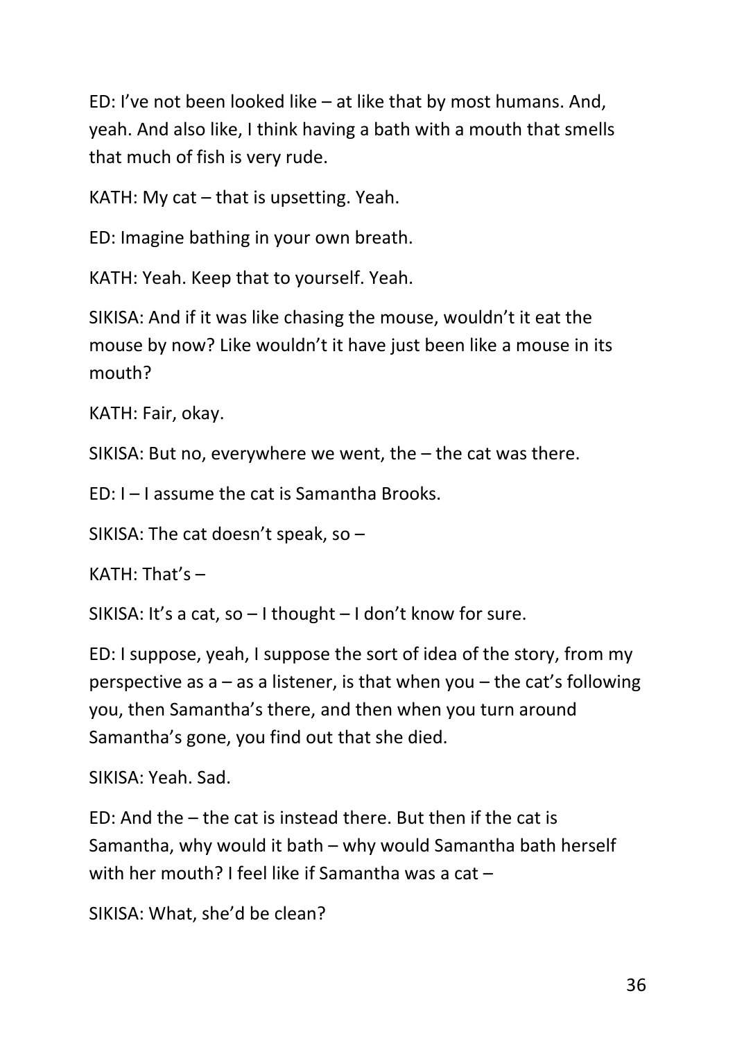ED: I've not been looked like – at like that by most humans. And, yeah. And also like, I think having a bath with a mouth that smells that much of fish is very rude.

KATH: My cat – that is upsetting. Yeah.

ED: Imagine bathing in your own breath.

KATH: Yeah. Keep that to yourself. Yeah.

SIKISA: And if it was like chasing the mouse, wouldn't it eat the mouse by now? Like wouldn't it have just been like a mouse in its mouth?

KATH: Fair, okay.

SIKISA: But no, everywhere we went, the – the cat was there.

ED: I – I assume the cat is Samantha Brooks.

SIKISA: The cat doesn't speak, so –

KATH: That's –

SIKISA: It's a cat, so – I thought – I don't know for sure.

ED: I suppose, yeah, I suppose the sort of idea of the story, from my perspective as a – as a listener, is that when you – the cat's following you, then Samantha's there, and then when you turn around Samantha's gone, you find out that she died.

SIKISA: Yeah. Sad.

ED: And the – the cat is instead there. But then if the cat is Samantha, why would it bath – why would Samantha bath herself with her mouth? I feel like if Samantha was a cat –

SIKISA: What, she'd be clean?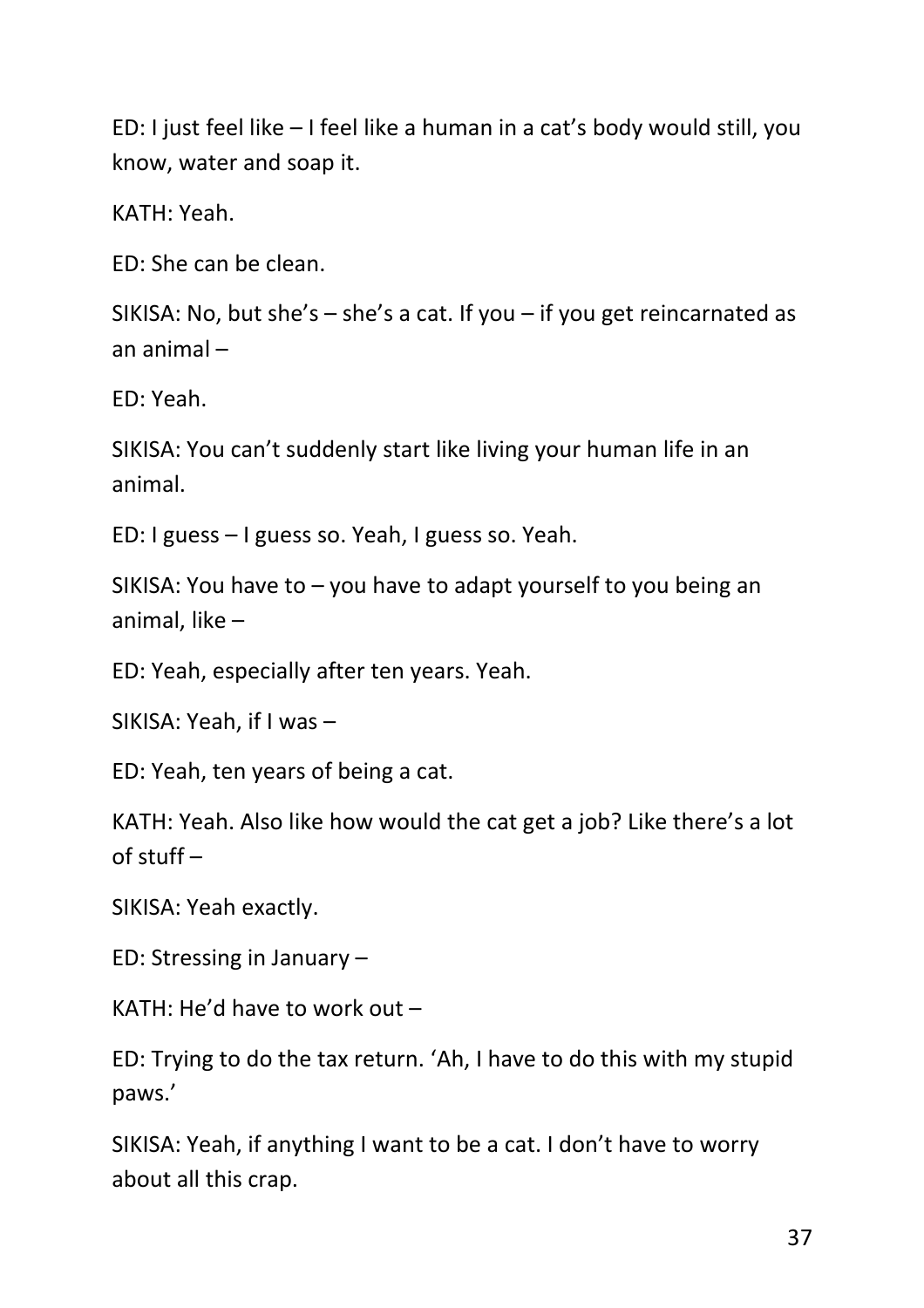ED: I just feel like – I feel like a human in a cat's body would still, you know, water and soap it.

KATH: Yeah.

ED: She can be clean.

SIKISA: No, but she's – she's a cat. If you – if you get reincarnated as an animal –

ED: Yeah.

SIKISA: You can't suddenly start like living your human life in an animal.

ED: I guess – I guess so. Yeah, I guess so. Yeah.

SIKISA: You have to – you have to adapt yourself to you being an animal, like –

ED: Yeah, especially after ten years. Yeah.

SIKISA: Yeah, if I was –

ED: Yeah, ten years of being a cat.

KATH: Yeah. Also like how would the cat get a job? Like there's a lot of stuff –

SIKISA: Yeah exactly.

ED: Stressing in January –

KATH: He'd have to work out –

ED: Trying to do the tax return. 'Ah, I have to do this with my stupid paws.'

SIKISA: Yeah, if anything I want to be a cat. I don't have to worry about all this crap.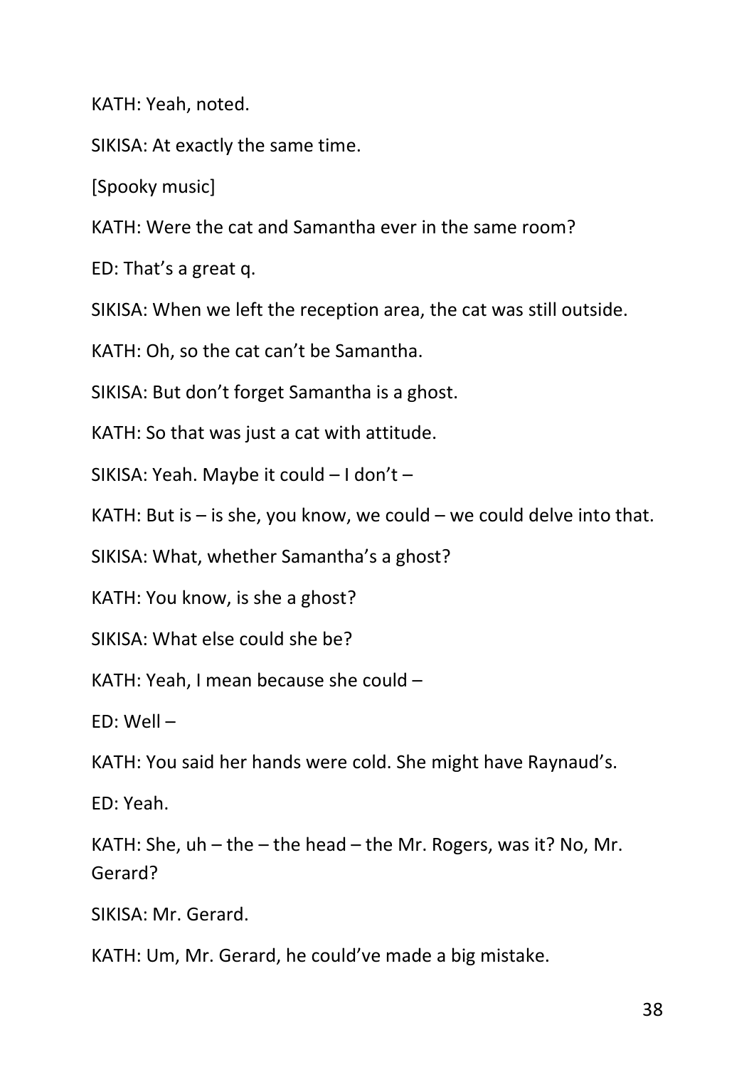KATH: Yeah, noted.

SIKISA: At exactly the same time.

[Spooky music]

KATH: Were the cat and Samantha ever in the same room?

ED: That's a great q.

SIKISA: When we left the reception area, the cat was still outside.

KATH: Oh, so the cat can't be Samantha.

SIKISA: But don't forget Samantha is a ghost.

KATH: So that was just a cat with attitude.

SIKISA: Yeah. Maybe it could – I don't –

KATH: But is – is she, you know, we could – we could delve into that.

SIKISA: What, whether Samantha's a ghost?

KATH: You know, is she a ghost?

SIKISA: What else could she be?

KATH: Yeah, I mean because she could –

ED: Well –

KATH: You said her hands were cold. She might have Raynaud's.

ED: Yeah.

KATH: She, uh – the – the head – the Mr. Rogers, was it? No, Mr. Gerard?

SIKISA: Mr. Gerard.

KATH: Um, Mr. Gerard, he could've made a big mistake.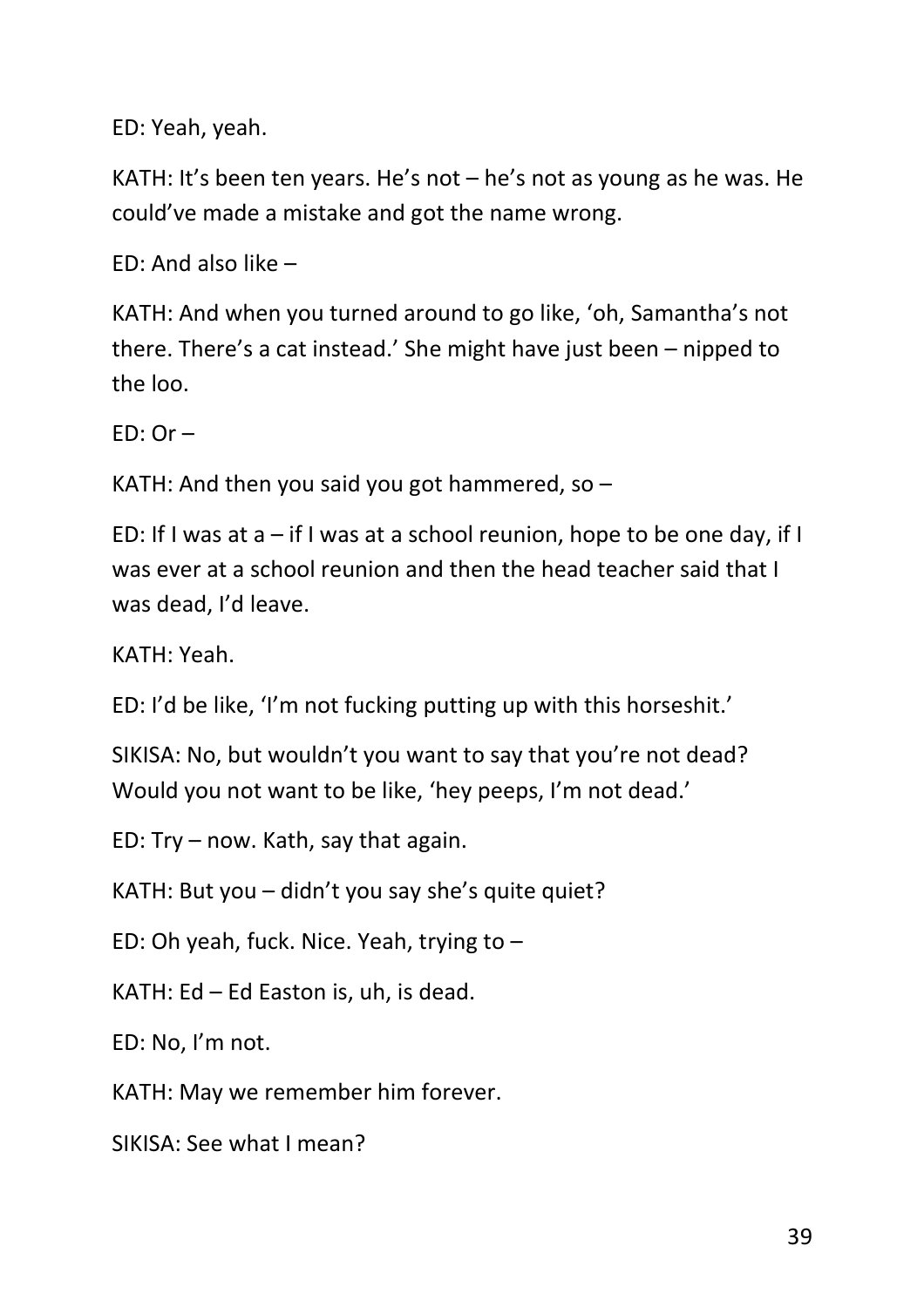ED: Yeah, yeah.

KATH: It's been ten years. He's not – he's not as young as he was. He could've made a mistake and got the name wrong.

ED: And also like –

KATH: And when you turned around to go like, 'oh, Samantha's not there. There's a cat instead.' She might have just been – nipped to the loo.

ED: Or –

KATH: And then you said you got hammered, so –

ED: If I was at a – if I was at a school reunion, hope to be one day, if I was ever at a school reunion and then the head teacher said that I was dead, I'd leave.

KATH: Yeah.

ED: I'd be like, 'I'm not fucking putting up with this horseshit.'

SIKISA: No, but wouldn't you want to say that you're not dead? Would you not want to be like, 'hey peeps, I'm not dead.'

ED: Try – now. Kath, say that again.

KATH: But you – didn't you say she's quite quiet?

ED: Oh yeah, fuck. Nice. Yeah, trying to –

KATH: Ed – Ed Easton is, uh, is dead.

ED: No, I'm not.

KATH: May we remember him forever.

SIKISA: See what I mean?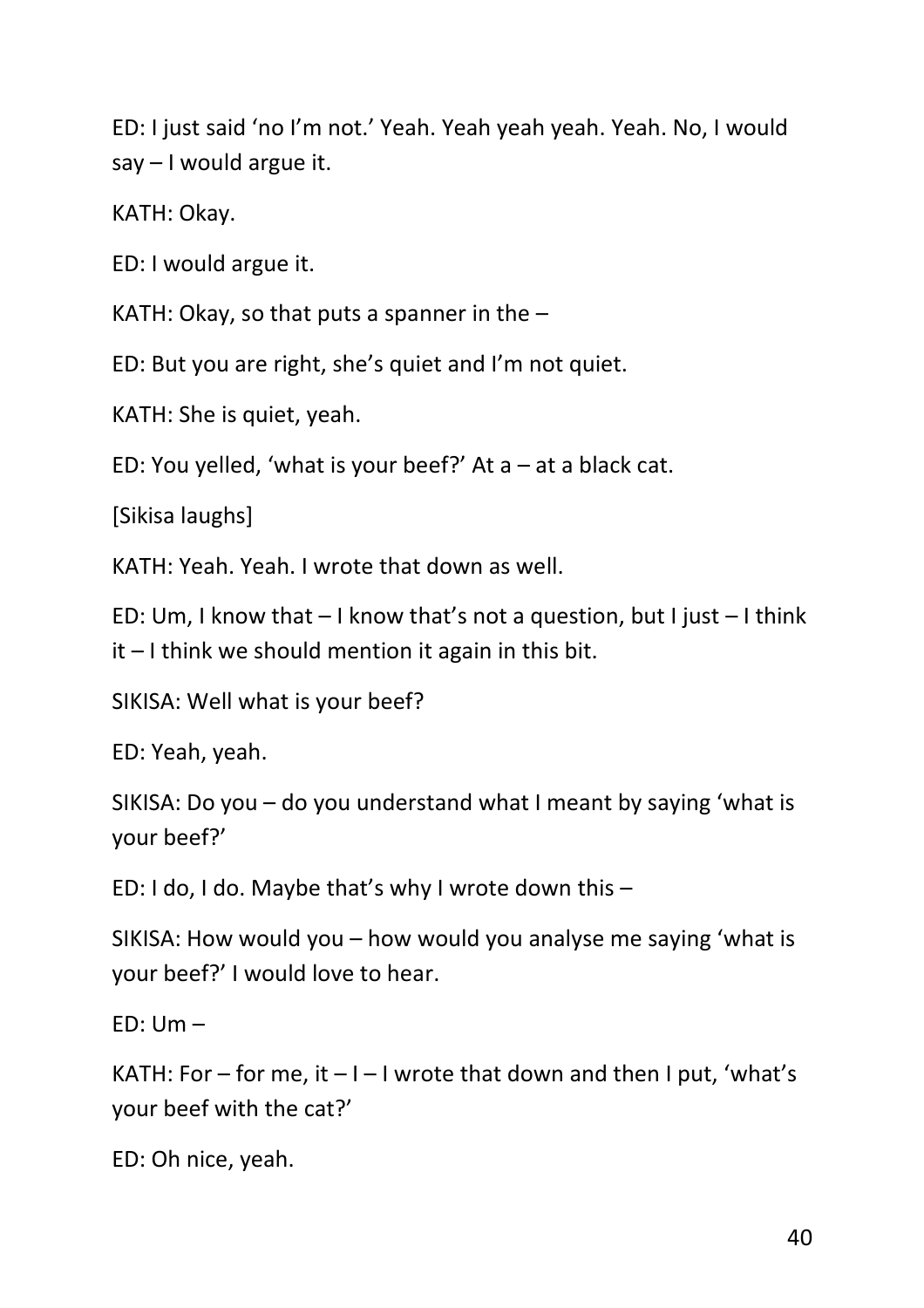ED: I just said 'no I'm not.' Yeah. Yeah yeah yeah. Yeah. No, I would say – I would argue it.

KATH: Okay.

ED: I would argue it.

KATH: Okay, so that puts a spanner in the –

ED: But you are right, she's quiet and I'm not quiet.

KATH: She is quiet, yeah.

ED: You yelled, 'what is your beef?' At a – at a black cat.

[Sikisa laughs]

KATH: Yeah. Yeah. I wrote that down as well.

ED: Um, I know that – I know that's not a question, but I just – I think it – I think we should mention it again in this bit.

SIKISA: Well what is your beef?

ED: Yeah, yeah.

SIKISA: Do you – do you understand what I meant by saying 'what is your beef?'

ED: I do, I do. Maybe that's why I wrote down this –

SIKISA: How would you – how would you analyse me saying 'what is your beef?' I would love to hear.

ED: Um –

KATH: For – for me, it – I – I wrote that down and then I put, 'what's your beef with the cat?'

ED: Oh nice, yeah.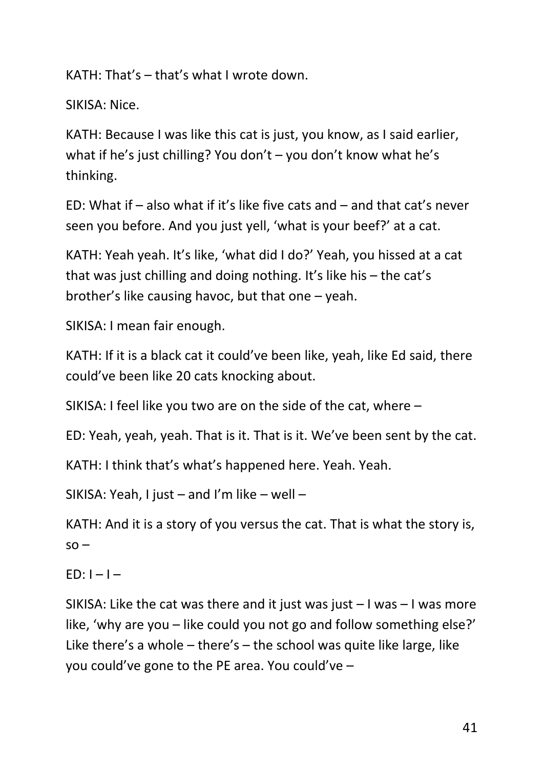KATH: That's – that's what I wrote down.

SIKISA: Nice.

KATH: Because I was like this cat is just, you know, as I said earlier, what if he's just chilling? You don't – you don't know what he's thinking.

ED: What if – also what if it's like five cats and – and that cat's never seen you before. And you just yell, 'what is your beef?' at a cat.

KATH: Yeah yeah. It's like, 'what did I do?' Yeah, you hissed at a cat that was just chilling and doing nothing. It's like his – the cat's brother's like causing havoc, but that one – yeah.

SIKISA: I mean fair enough.

KATH: If it is a black cat it could've been like, yeah, like Ed said, there could've been like 20 cats knocking about.

SIKISA: I feel like you two are on the side of the cat, where –

ED: Yeah, yeah, yeah. That is it. That is it. We've been sent by the cat.

KATH: I think that's what's happened here. Yeah. Yeah.

SIKISA: Yeah, I just – and I'm like – well –

KATH: And it is a story of you versus the cat. That is what the story is, so –

ED: I – I –

SIKISA: Like the cat was there and it just was just – I was – I was more like, 'why are you – like could you not go and follow something else?' Like there's a whole – there's – the school was quite like large, like you could've gone to the PE area. You could've –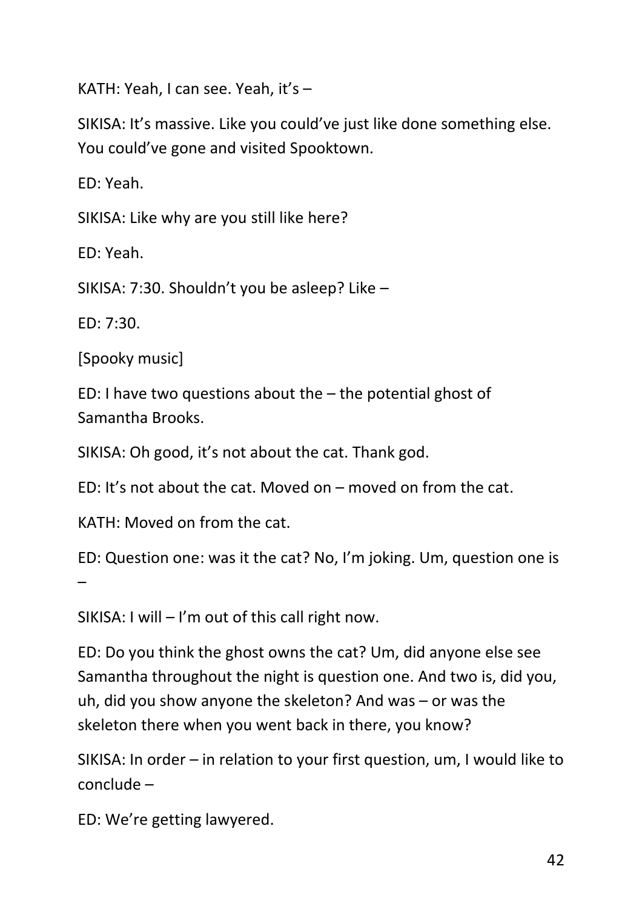KATH: Yeah, I can see. Yeah, it's –

SIKISA: It's massive. Like you could've just like done something else. You could've gone and visited Spooktown.

ED: Yeah.

SIKISA: Like why are you still like here?

ED: Yeah.

SIKISA: 7:30. Shouldn't you be asleep? Like –

ED: 7:30.

[Spooky music]

ED: I have two questions about the – the potential ghost of Samantha Brooks.

SIKISA: Oh good, it's not about the cat. Thank god.

ED: It's not about the cat. Moved on – moved on from the cat.

KATH: Moved on from the cat.

ED: Question one: was it the cat? No, I'm joking. Um, question one is –

SIKISA: I will – I'm out of this call right now.

ED: Do you think the ghost owns the cat? Um, did anyone else see Samantha throughout the night is question one. And two is, did you, uh, did you show anyone the skeleton? And was – or was the skeleton there when you went back in there, you know?

SIKISA: In order – in relation to your first question, um, I would like to conclude –

ED: We're getting lawyered.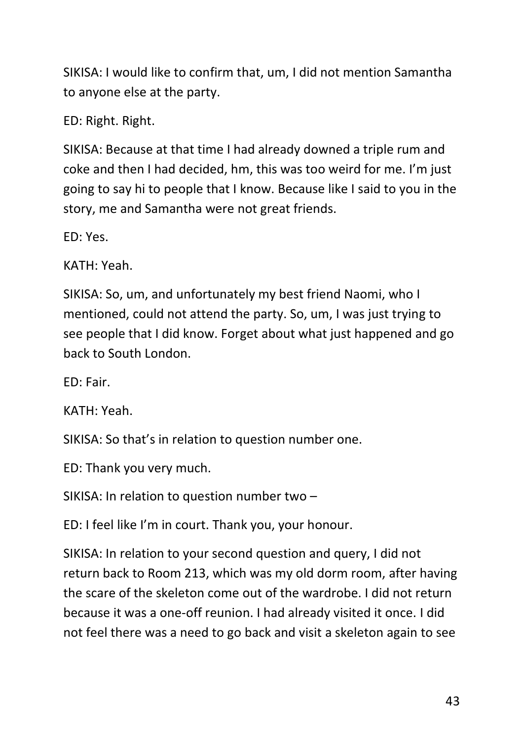SIKISA: I would like to confirm that, um, I did not mention Samantha to anyone else at the party.

ED: Right. Right.

SIKISA: Because at that time I had already downed a triple rum and coke and then I had decided, hm, this was too weird for me. I'm just going to say hi to people that I know. Because like I said to you in the story, me and Samantha were not great friends.

ED: Yes.

KATH: Yeah.

SIKISA: So, um, and unfortunately my best friend Naomi, who I mentioned, could not attend the party. So, um, I was just trying to see people that I did know. Forget about what just happened and go back to South London.

ED: Fair.

KATH: Yeah.

SIKISA: So that's in relation to question number one.

ED: Thank you very much.

SIKISA: In relation to question number two –

ED: I feel like I'm in court. Thank you, your honour.

SIKISA: In relation to your second question and query, I did not return back to Room 213, which was my old dorm room, after having the scare of the skeleton come out of the wardrobe. I did not return because it was a one-off reunion. I had already visited it once. I did not feel there was a need to go back and visit a skeleton again to see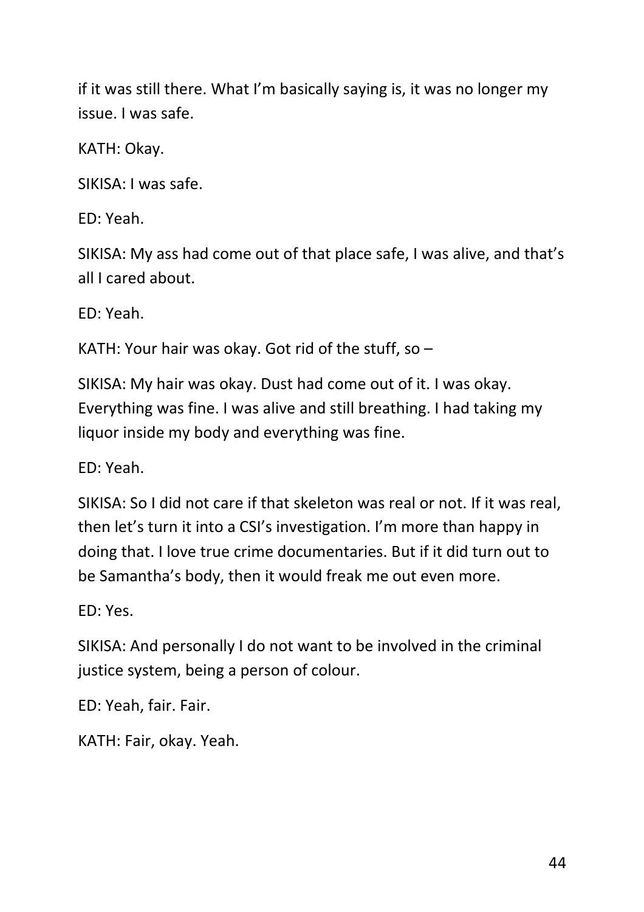if it was still there. What I'm basically saying is, it was no longer my issue. I was safe.

KATH: Okay.

SIKISA: I was safe.

ED: Yeah.

SIKISA: My ass had come out of that place safe, I was alive, and that's all I cared about.

ED: Yeah.

KATH: Your hair was okay. Got rid of the stuff, so –

SIKISA: My hair was okay. Dust had come out of it. I was okay. Everything was fine. I was alive and still breathing. I had taking my liquor inside my body and everything was fine.

ED: Yeah.

SIKISA: So I did not care if that skeleton was real or not. If it was real, then let's turn it into a CSI's investigation. I'm more than happy in doing that. I love true crime documentaries. But if it did turn out to be Samantha's body, then it would freak me out even more.

ED: Yes.

SIKISA: And personally I do not want to be involved in the criminal justice system, being a person of colour.

ED: Yeah, fair. Fair.

KATH: Fair, okay. Yeah.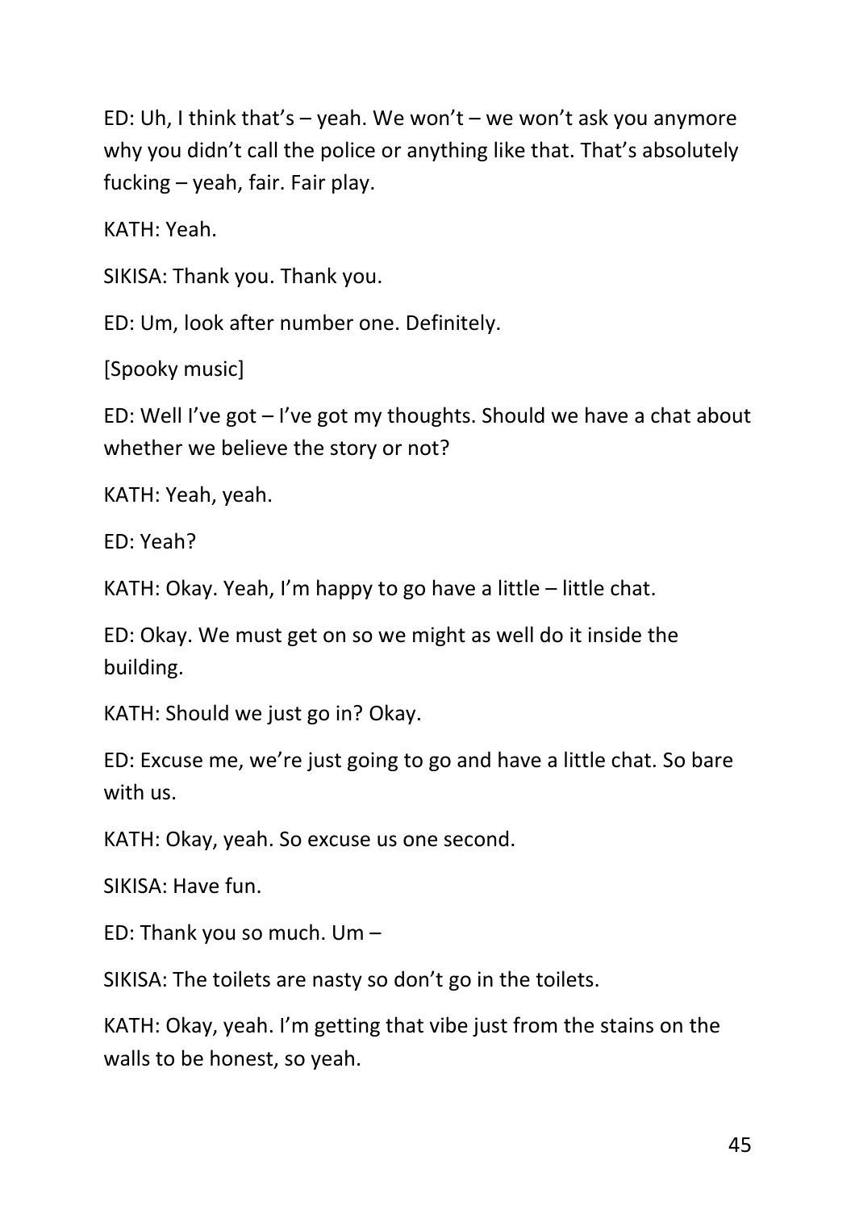ED: Uh, I think that's – yeah. We won't – we won't ask you anymore why you didn't call the police or anything like that. That's absolutely fucking – yeah, fair. Fair play.

KATH: Yeah.

SIKISA: Thank you. Thank you.

ED: Um, look after number one. Definitely.

[Spooky music]

ED: Well I've got – I've got my thoughts. Should we have a chat about whether we believe the story or not?

KATH: Yeah, yeah.

ED: Yeah?

KATH: Okay. Yeah, I'm happy to go have a little – little chat.

ED: Okay. We must get on so we might as well do it inside the building.

KATH: Should we just go in? Okay.

ED: Excuse me, we're just going to go and have a little chat. So bare with us.

KATH: Okay, yeah. So excuse us one second.

SIKISA: Have fun.

ED: Thank you so much. Um –

SIKISA: The toilets are nasty so don't go in the toilets.

KATH: Okay, yeah. I'm getting that vibe just from the stains on the walls to be honest, so yeah.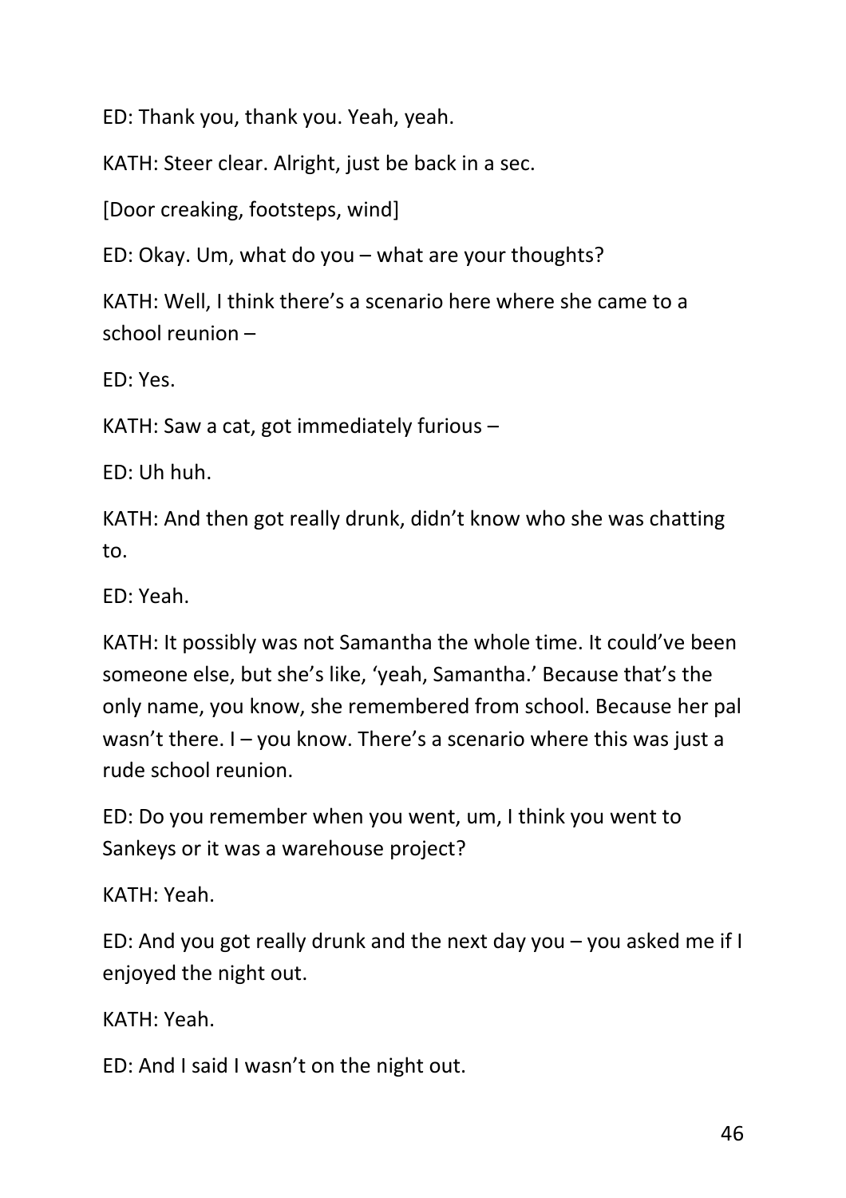ED: Thank you, thank you. Yeah, yeah.

KATH: Steer clear. Alright, just be back in a sec.

[Door creaking, footsteps, wind]

ED: Okay. Um, what do you – what are your thoughts?

KATH: Well, I think there's a scenario here where she came to a school reunion –

ED: Yes.

KATH: Saw a cat, got immediately furious –

ED: Uh huh.

KATH: And then got really drunk, didn't know who she was chatting to.

ED: Yeah.

KATH: It possibly was not Samantha the whole time. It could've been someone else, but she's like, 'yeah, Samantha.' Because that's the only name, you know, she remembered from school. Because her pal wasn't there. I – you know. There's a scenario where this was just a rude school reunion.

ED: Do you remember when you went, um, I think you went to Sankeys or it was a warehouse project?

KATH: Yeah.

ED: And you got really drunk and the next day you – you asked me if I enjoyed the night out.

KATH: Yeah.

ED: And I said I wasn't on the night out.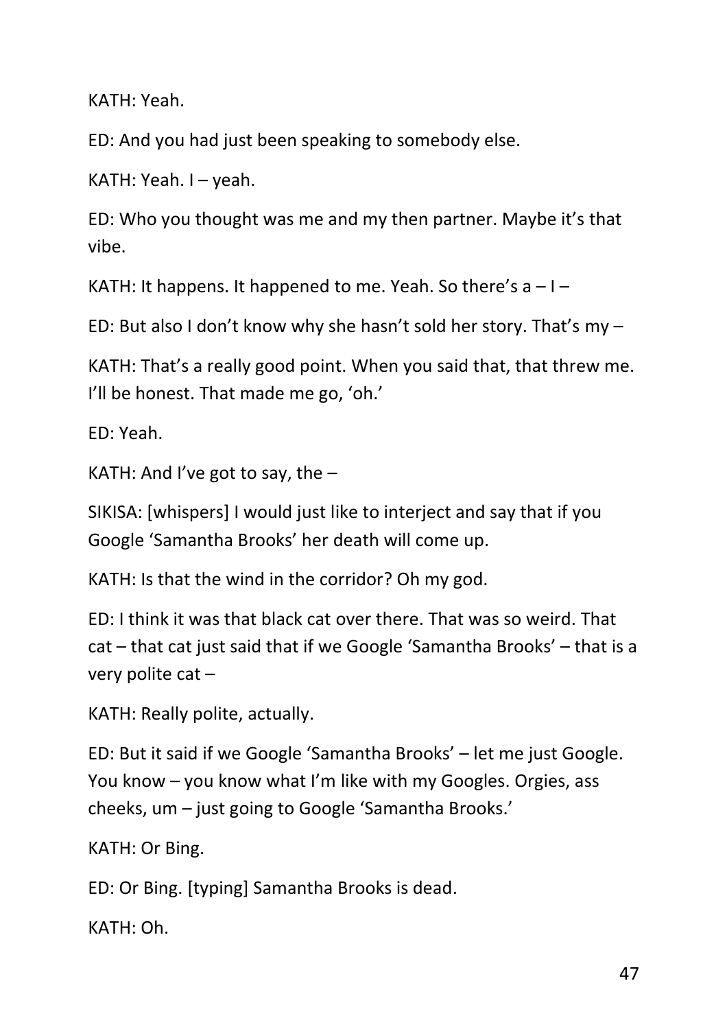KATH: Yeah.

ED: And you had just been speaking to somebody else.

KATH: Yeah. I – yeah.

ED: Who you thought was me and my then partner. Maybe it's that vibe.

KATH: It happens. It happened to me. Yeah. So there's a – I –

ED: But also I don't know why she hasn't sold her story. That's my –

KATH: That's a really good point. When you said that, that threw me. I'll be honest. That made me go, 'oh.'

ED: Yeah.

KATH: And I've got to say, the –

SIKISA: [whispers] I would just like to interject and say that if you Google 'Samantha Brooks' her death will come up.

KATH: Is that the wind in the corridor? Oh my god.

ED: I think it was that black cat over there. That was so weird. That cat – that cat just said that if we Google 'Samantha Brooks' – that is a very polite cat –

KATH: Really polite, actually.

ED: But it said if we Google 'Samantha Brooks' – let me just Google. You know – you know what I'm like with my Googles. Orgies, ass cheeks, um – just going to Google 'Samantha Brooks.'

KATH: Or Bing.

ED: Or Bing. [typing] Samantha Brooks is dead.

KATH: Oh.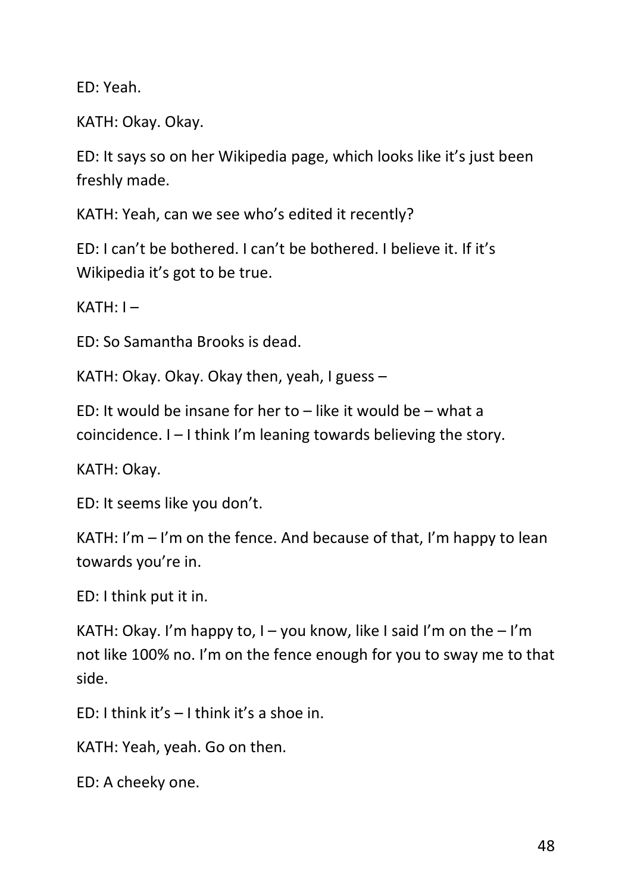ED: Yeah.

KATH: Okay. Okay.

ED: It says so on her Wikipedia page, which looks like it's just been freshly made.

KATH: Yeah, can we see who's edited it recently?

ED: I can't be bothered. I can't be bothered. I believe it. If it's Wikipedia it's got to be true.

KATH: I –

ED: So Samantha Brooks is dead.

KATH: Okay. Okay. Okay then, yeah, I guess –

ED: It would be insane for her to – like it would be – what a coincidence. I – I think I'm leaning towards believing the story.

KATH: Okay.

ED: It seems like you don't.

KATH: I'm – I'm on the fence. And because of that, I'm happy to lean towards you're in.

ED: I think put it in.

KATH: Okay. I'm happy to, I – you know, like I said I'm on the – I'm not like 100% no. I'm on the fence enough for you to sway me to that side.

ED: I think it's – I think it's a shoe in.

KATH: Yeah, yeah. Go on then.

ED: A cheeky one.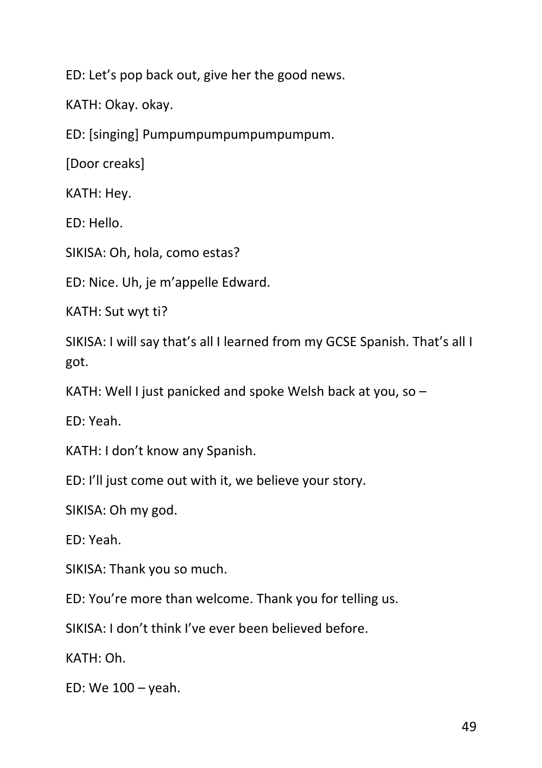ED: Let's pop back out, give her the good news.

KATH: Okay. okay.

ED: [singing] Pumpumpumpumpumpumpum.

[Door creaks]

KATH: Hey.

ED: Hello.

SIKISA: Oh, hola, como estas?

ED: Nice. Uh, je m'appelle Edward.

KATH: Sut wyt ti?

SIKISA: I will say that's all I learned from my GCSE Spanish. That's all I got.

KATH: Well I just panicked and spoke Welsh back at you, so –

ED: Yeah.

KATH: I don't know any Spanish.

ED: I'll just come out with it, we believe your story.

SIKISA: Oh my god.

ED: Yeah.

SIKISA: Thank you so much.

ED: You're more than welcome. Thank you for telling us.

SIKISA: I don't think I've ever been believed before.

KATH: Oh.

ED: We 100 – yeah.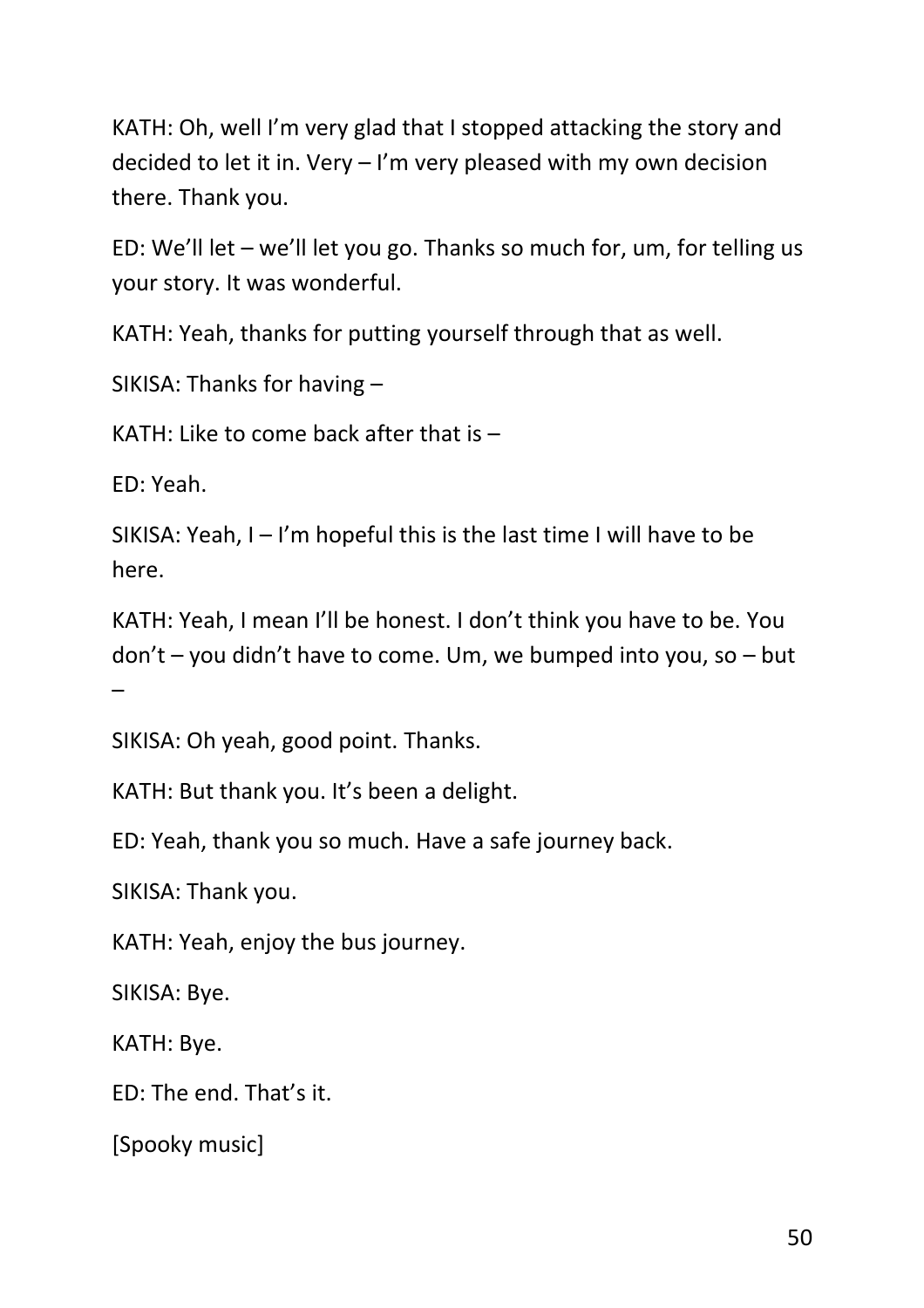KATH: Oh, well I'm very glad that I stopped attacking the story and decided to let it in. Very – I'm very pleased with my own decision there. Thank you.

ED: We'll let – we'll let you go. Thanks so much for, um, for telling us your story. It was wonderful.

KATH: Yeah, thanks for putting yourself through that as well.

SIKISA: Thanks for having –

KATH: Like to come back after that is –

ED: Yeah.

SIKISA: Yeah, I – I'm hopeful this is the last time I will have to be here.

KATH: Yeah, I mean I'll be honest. I don't think you have to be. You don't – you didn't have to come. Um, we bumped into you, so – but –

SIKISA: Oh yeah, good point. Thanks.

KATH: But thank you. It's been a delight.

ED: Yeah, thank you so much. Have a safe journey back.

SIKISA: Thank you.

KATH: Yeah, enjoy the bus journey.

SIKISA: Bye.

KATH: Bye.

ED: The end. That's it.

[Spooky music]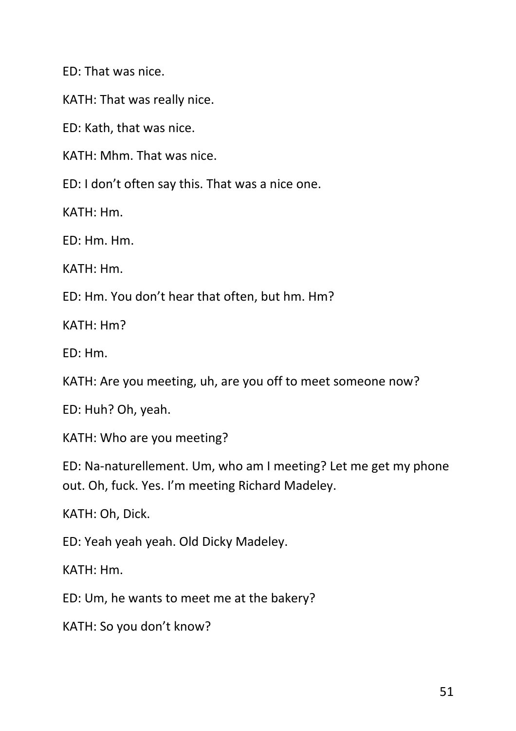ED: That was nice.

KATH: That was really nice.

ED: Kath, that was nice.

KATH: Mhm. That was nice.

ED: I don’t often say this. That was a nice one.

KATH: Hm.

ED: Hm. Hm.

KATH: Hm.

ED: Hm. You don’t hear that often, but hm. Hm?

KATH: Hm?

ED: Hm.

KATH: Are you meeting, uh, are you off to meet someone now?

ED: Huh? Oh, yeah.

KATH: Who are you meeting?

ED: Na-naturellement. Um, who am I meeting? Let me get my phone out. Oh, fuck. Yes. I’m meeting Richard Madeley.

KATH: Oh, Dick.

ED: Yeah yeah yeah. Old Dicky Madeley.

KATH: Hm.

ED: Um, he wants to meet me at the bakery?

KATH: So you don’t know?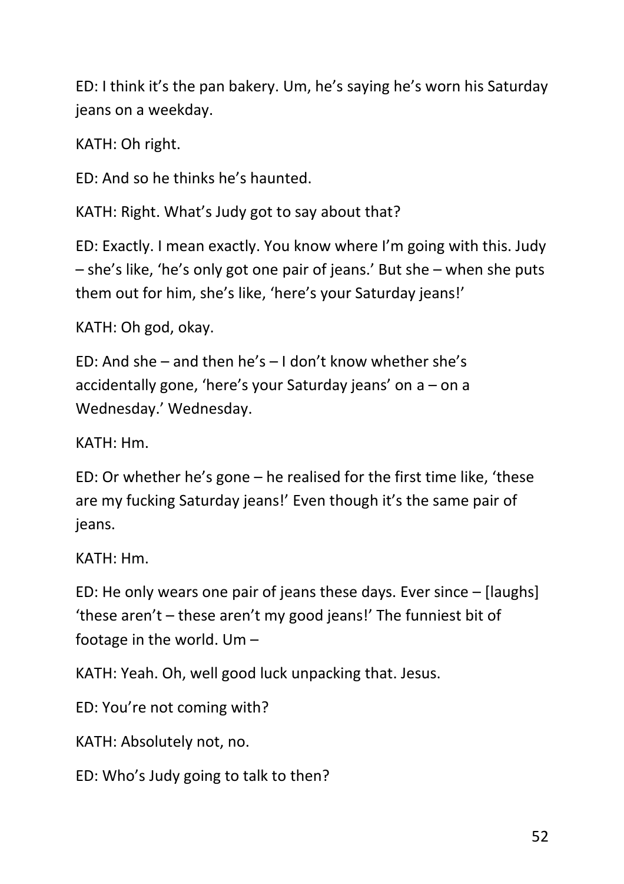ED: I think it's the pan bakery. Um, he's saying he's worn his Saturday jeans on a weekday.

KATH: Oh right.

ED: And so he thinks he's haunted.

KATH: Right. What's Judy got to say about that?

ED: Exactly. I mean exactly. You know where I'm going with this. Judy – she's like, 'he's only got one pair of jeans.' But she – when she puts them out for him, she's like, 'here's your Saturday jeans!'

KATH: Oh god, okay.

ED: And she – and then he's – I don't know whether she's accidentally gone, 'here's your Saturday jeans' on a – on a Wednesday.' Wednesday.

KATH: Hm.

ED: Or whether he's gone – he realised for the first time like, 'these are my fucking Saturday jeans!' Even though it's the same pair of jeans.

KATH: Hm.

ED: He only wears one pair of jeans these days. Ever since – [laughs] 'these aren't – these aren't my good jeans!' The funniest bit of footage in the world. Um –

KATH: Yeah. Oh, well good luck unpacking that. Jesus.

ED: You're not coming with?

KATH: Absolutely not, no.

ED: Who's Judy going to talk to then?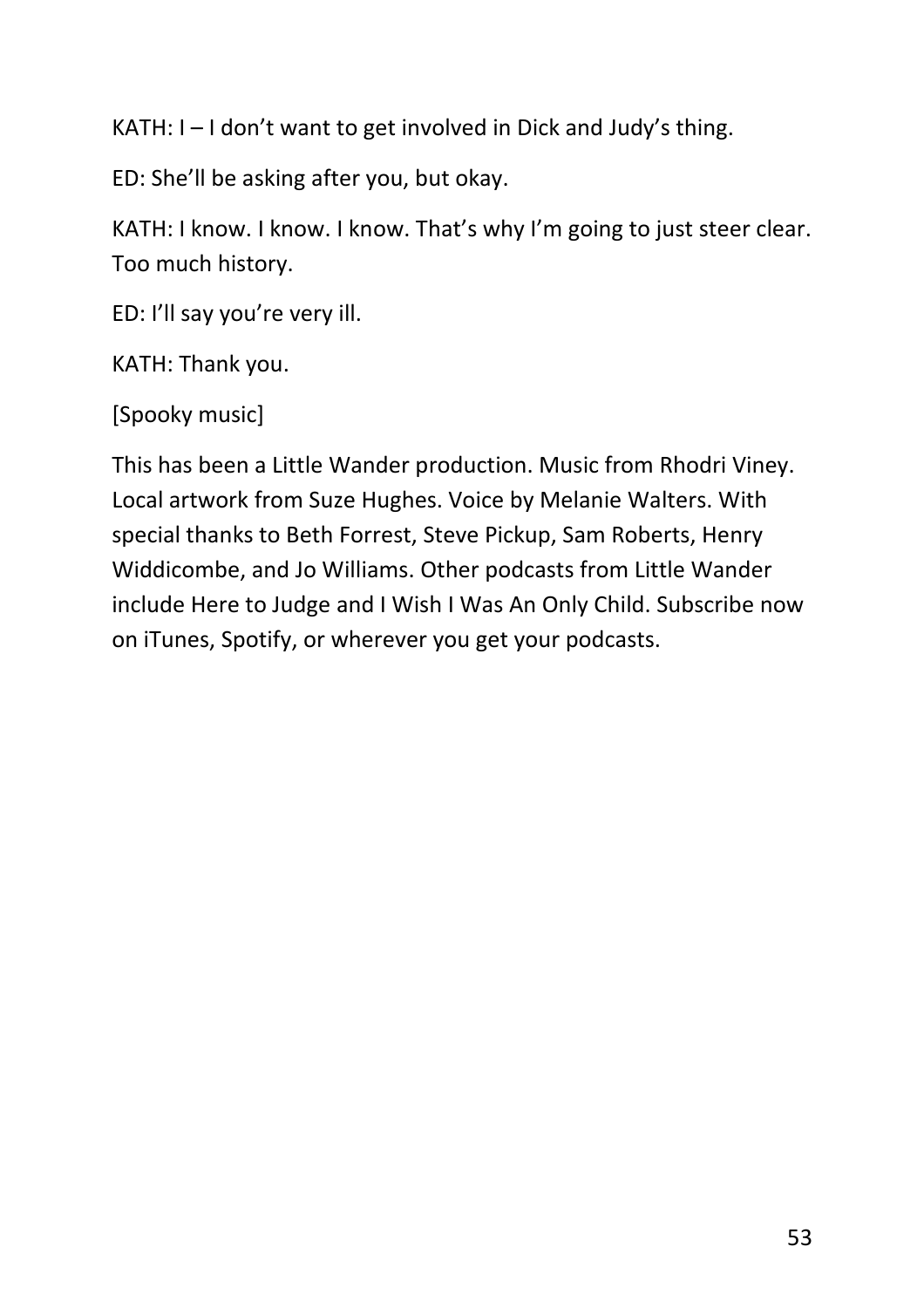KATH: I – I don't want to get involved in Dick and Judy's thing.

ED: She'll be asking after you, but okay.

KATH: I know. I know. I know. That's why I'm going to just steer clear. Too much history.

ED: I'll say you're very ill.

KATH: Thank you.

[Spooky music]

This has been a Little Wander production. Music from Rhodri Viney. Local artwork from Suze Hughes. Voice by Melanie Walters. With special thanks to Beth Forrest, Steve Pickup, Sam Roberts, Henry Widdicombe, and Jo Williams. Other podcasts from Little Wander include Here to Judge and I Wish I Was An Only Child. Subscribe now on iTunes, Spotify, or wherever you get your podcasts.